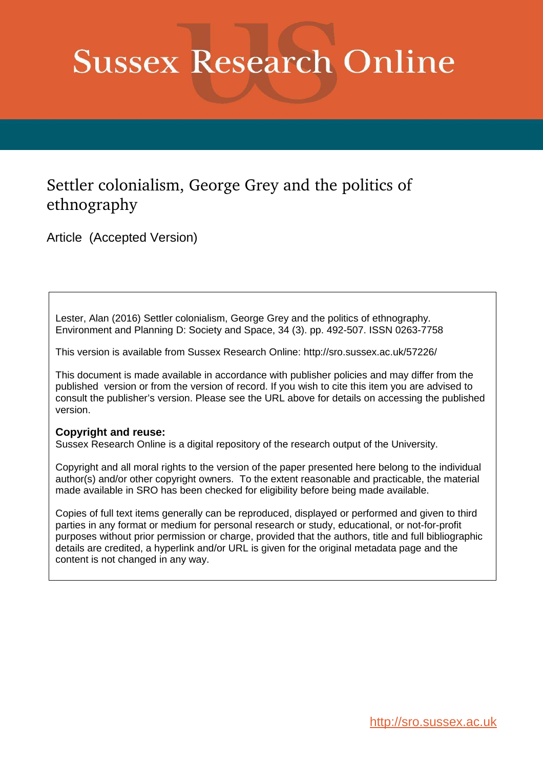# Sussex Research Online

## Settler colonialism, George Grey and the politics of ethnography

Article (Accepted Version)

Lester, Alan (2016) Settler colonialism, George Grey and the politics of ethnography. Environment and Planning D: Society and Space, 34 (3). pp. 492-507. ISSN 0263-7758

This version is available from Sussex Research Online: http://sro.sussex.ac.uk/57226/

This document is made available in accordance with publisher policies and may differ from the published version or from the version of record. If you wish to cite this item you are advised to consult the publisher's version. Please see the URL above for details on accessing the published version.

**Copyright and reuse:**
Sussex Research Online is a digital repository of the research output of the University.

Copyright and all moral rights to the version of the paper presented here belong to the individual author(s) and/or other copyright owners. To the extent reasonable and practicable, the material made available in SRO has been checked for eligibility before being made available.

Copies of full text items generally can be reproduced, displayed or performed and given to third parties in any format or medium for personal research or study, educational, or not-for-profit purposes without prior permission or charge, provided that the authors, title and full bibliographic details are credited, a hyperlink and/or URL is given for the original metadata page and the content is not changed in any way.

http://sro.sussex.ac.uk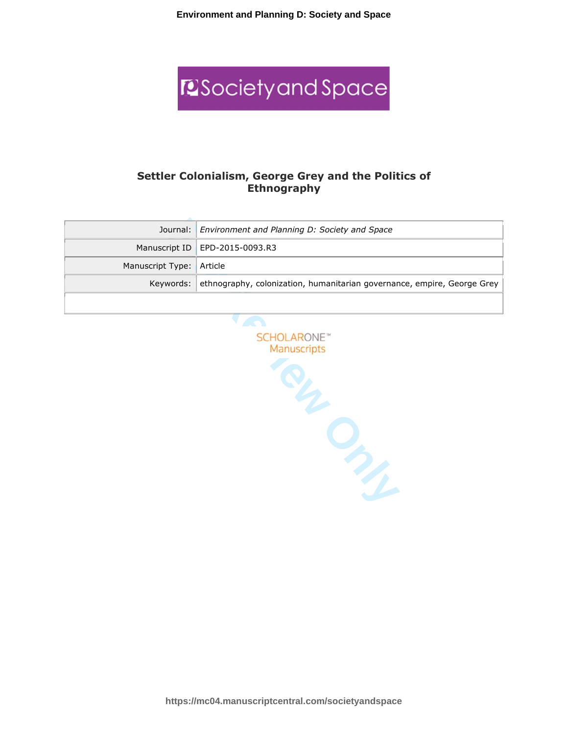# Settler Colonialism, George Grey and the Politics of Ethnography

| Journal: | *Environment and Planning D: Society and Space* |
|---|---|
| Manuscript ID | EPD-2015-0093.R3 |
| Manuscript Type: | Article |
| Keywords: | ethnography, colonization, humanitarian governance, empire, George Grey |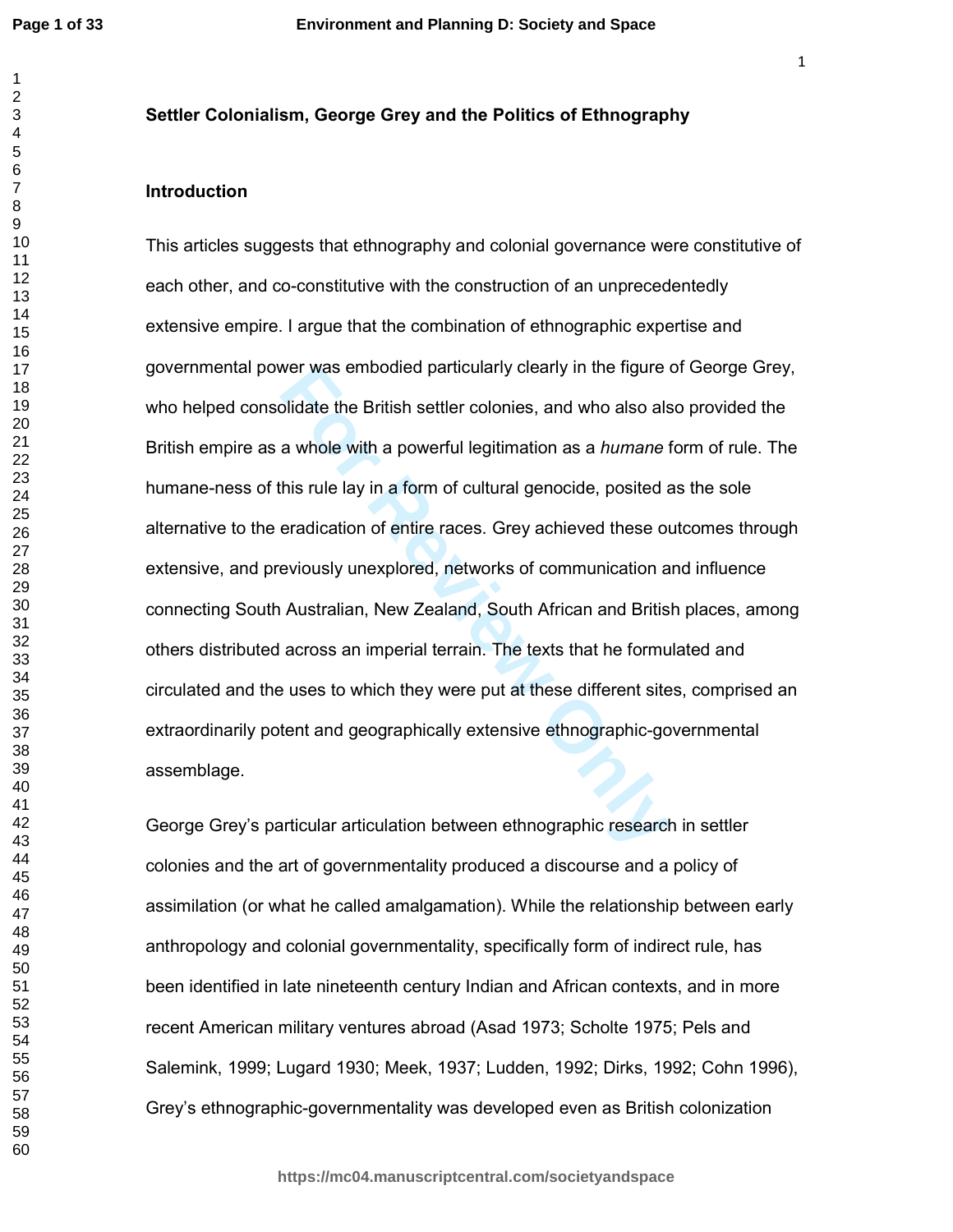**Settler Colonialism, George Grey and the Politics of Ethnography**

**Introduction**

This articles suggests that ethnography and colonial governance were constitutive of each other, and co-constitutive with the construction of an unprecedentedly extensive empire. I argue that the combination of ethnographic expertise and governmental power was embodied particularly clearly in the figure of George Grey, who helped consolidate the British settler colonies, and who also also provided the British empire as a whole with a powerful legitimation as a *humane* form of rule. The humane-ness of this rule lay in a form of cultural genocide, posited as the sole alternative to the eradication of entire races. Grey achieved these outcomes through extensive, and previously unexplored, networks of communication and influence connecting South Australian, New Zealand, South African and British places, among others distributed across an imperial terrain. The texts that he formulated and circulated and the uses to which they were put at these different sites, comprised an extraordinarily potent and geographically extensive ethnographic-governmental assemblage.

George Grey's particular articulation between ethnographic research in settler colonies and the art of governmentality produced a discourse and a policy of assimilation (or what he called amalgamation). While the relationship between early anthropology and colonial governmentality, specifically form of indirect rule, has been identified in late nineteenth century Indian and African contexts, and in more recent American military ventures abroad (Asad 1973; Scholte 1975; Pels and Salemink, 1999; Lugard 1930; Meek, 1937; Ludden, 1992; Dirks, 1992; Cohn 1996), Grey's ethnographic-governmentality was developed even as British colonization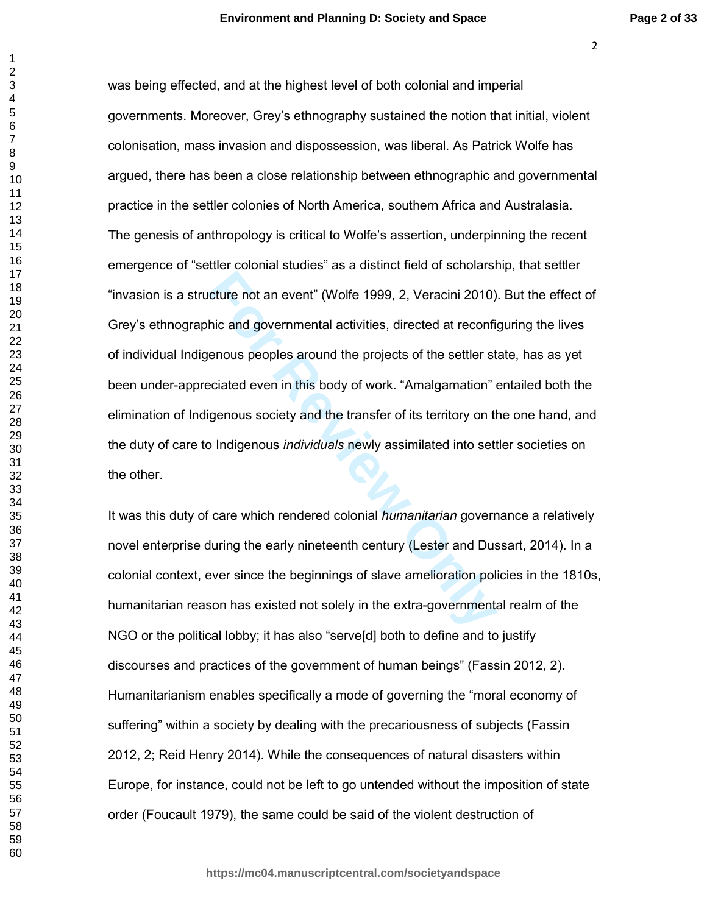was being effected, and at the highest level of both colonial and imperial governments. Moreover, Grey's ethnography sustained the notion that initial, violent colonisation, mass invasion and dispossession, was liberal. As Patrick Wolfe has argued, there has been a close relationship between ethnographic and governmental practice in the settler colonies of North America, southern Africa and Australasia. The genesis of anthropology is critical to Wolfe's assertion, underpinning the recent emergence of "settler colonial studies" as a distinct field of scholarship, that settler "invasion is a structure not an event" (Wolfe 1999, 2, Veracini 2010). But the effect of Grey's ethnographic and governmental activities, directed at reconfiguring the lives of individual Indigenous peoples around the projects of the settler state, has as yet been under-appreciated even in this body of work. "Amalgamation" entailed both the elimination of Indigenous society and the transfer of its territory on the one hand, and the duty of care to Indigenous *individuals* newly assimilated into settler societies on the other.

It was this duty of care which rendered colonial *humanitarian* governance a relatively novel enterprise during the early nineteenth century (Lester and Dussart, 2014). In a colonial context, ever since the beginnings of slave amelioration policies in the 1810s, humanitarian reason has existed not solely in the extra-governmental realm of the NGO or the political lobby; it has also "serve[d] both to define and to justify discourses and practices of the government of human beings" (Fassin 2012, 2). Humanitarianism enables specifically a mode of governing the "moral economy of suffering" within a society by dealing with the precariousness of subjects (Fassin 2012, 2; Reid Henry 2014). While the consequences of natural disasters within Europe, for instance, could not be left to go untended without the imposition of state order (Foucault 1979), the same could be said of the violent destruction of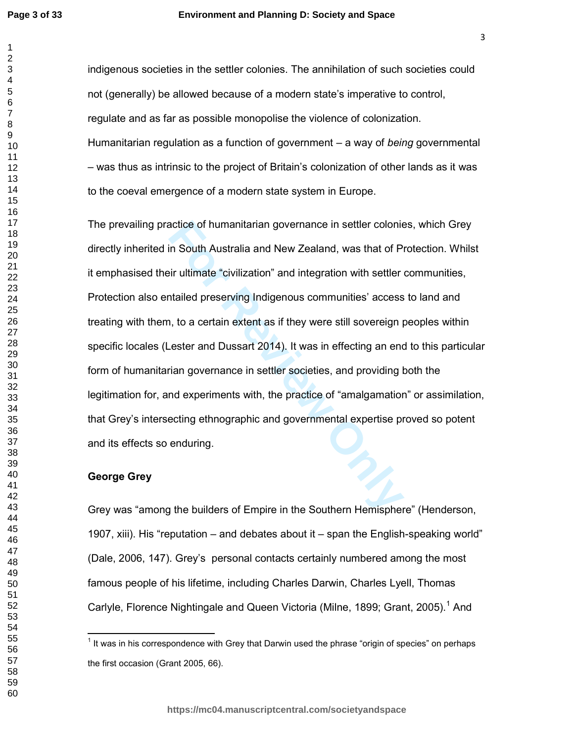indigenous societies in the settler colonies. The annihilation of such societies could not (generally) be allowed because of a modern state's imperative to control, regulate and as far as possible monopolise the violence of colonization. Humanitarian regulation as a function of government – a way of *being* governmental – was thus as intrinsic to the project of Britain's colonization of other lands as it was to the coeval emergence of a modern state system in Europe.

The prevailing practice of humanitarian governance in settler colonies, which Grey directly inherited in South Australia and New Zealand, was that of Protection. Whilst it emphasised their ultimate "civilization" and integration with settler communities, Protection also entailed preserving Indigenous communities' access to land and treating with them, to a certain extent as if they were still sovereign peoples within specific locales (Lester and Dussart 2014). It was in effecting an end to this particular form of humanitarian governance in settler societies, and providing both the legitimation for, and experiments with, the practice of "amalgamation" or assimilation, that Grey's intersecting ethnographic and governmental expertise proved so potent and its effects so enduring.

## George Grey

Grey was "among the builders of Empire in the Southern Hemisphere" (Henderson, 1907, xiii). His "reputation – and debates about it – span the English-speaking world" (Dale, 2006, 147). Grey's personal contacts certainly numbered among the most famous people of his lifetime, including Charles Darwin, Charles Lyell, Thomas Carlyle, Florence Nightingale and Queen Victoria (Milne, 1899; Grant, 2005).[1] And

[1] It was in his correspondence with Grey that Darwin used the phrase "origin of species" on perhaps the first occasion (Grant 2005, 66).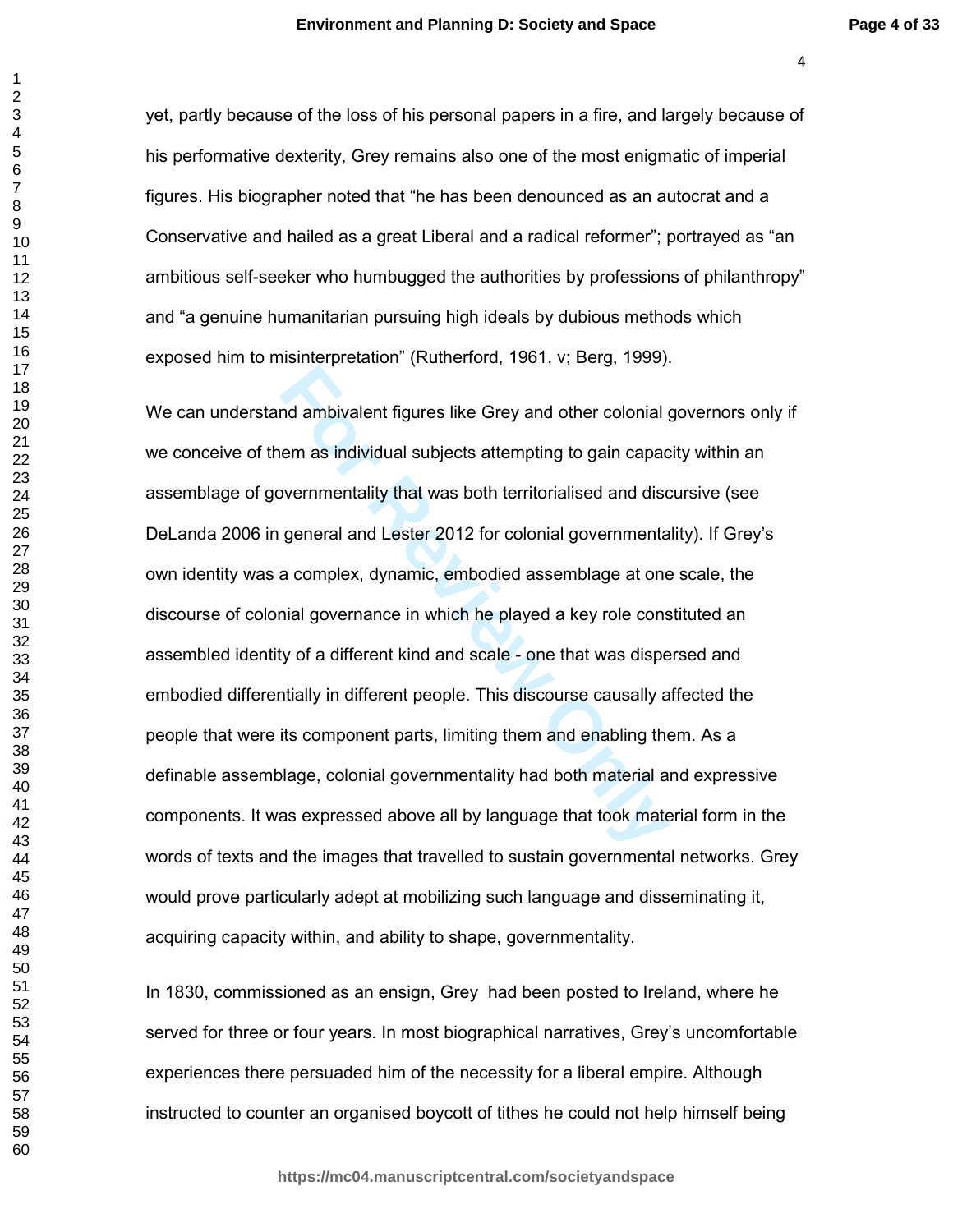yet, partly because of the loss of his personal papers in a fire, and largely because of his performative dexterity, Grey remains also one of the most enigmatic of imperial figures. His biographer noted that “he has been denounced as an autocrat and a Conservative and hailed as a great Liberal and a radical reformer”; portrayed as “an ambitious self-seeker who humbugged the authorities by professions of philanthropy” and “a genuine humanitarian pursuing high ideals by dubious methods which exposed him to misinterpretation” (Rutherford, 1961, v; Berg, 1999).

We can understand ambivalent figures like Grey and other colonial governors only if we conceive of them as individual subjects attempting to gain capacity within an assemblage of governmentality that was both territorialised and discursive (see DeLanda 2006 in general and Lester 2012 for colonial governmentality). If Grey’s own identity was a complex, dynamic, embodied assemblage at one scale, the discourse of colonial governance in which he played a key role constituted an assembled identity of a different kind and scale - one that was dispersed and embodied differentially in different people. This discourse causally affected the people that were its component parts, limiting them and enabling them. As a definable assemblage, colonial governmentality had both material and expressive components. It was expressed above all by language that took material form in the words of texts and the images that travelled to sustain governmental networks. Grey would prove particularly adept at mobilizing such language and disseminating it, acquiring capacity within, and ability to shape, governmentality.

In 1830, commissioned as an ensign, Grey had been posted to Ireland, where he served for three or four years. In most biographical narratives, Grey’s uncomfortable experiences there persuaded him of the necessity for a liberal empire. Although instructed to counter an organised boycott of tithes he could not help himself being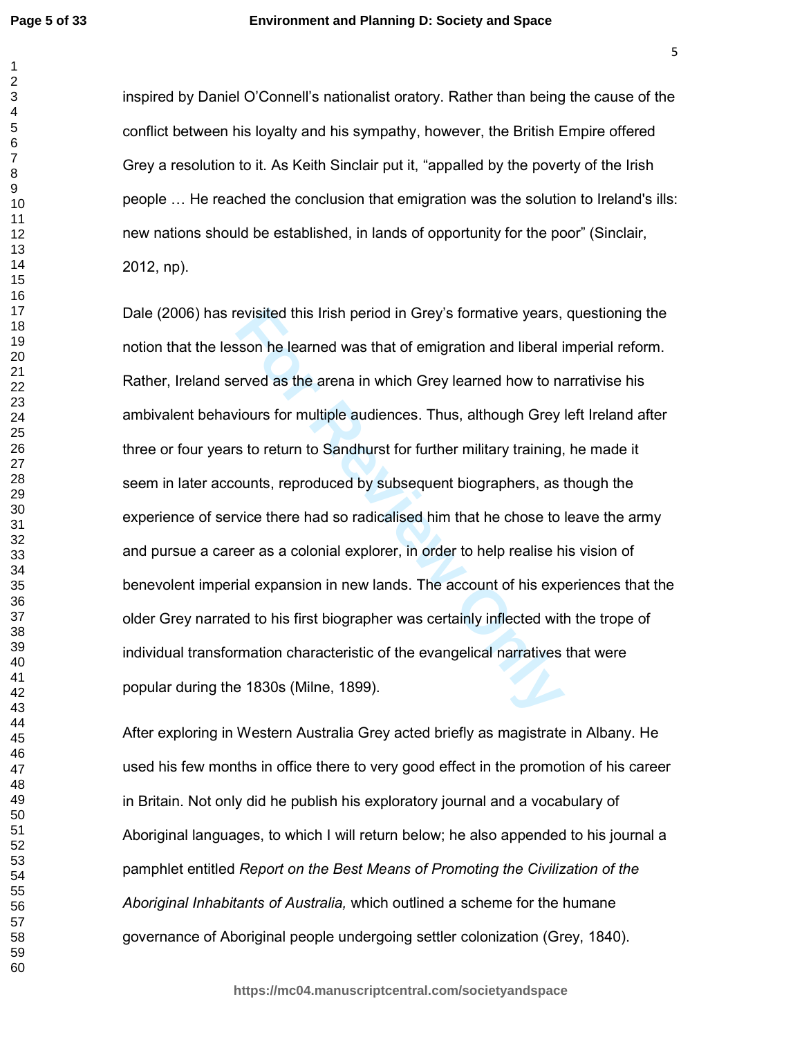inspired by Daniel O'Connell's nationalist oratory. Rather than being the cause of the conflict between his loyalty and his sympathy, however, the British Empire offered Grey a resolution to it. As Keith Sinclair put it, "appalled by the poverty of the Irish people … He reached the conclusion that emigration was the solution to Ireland's ills: new nations should be established, in lands of opportunity for the poor" (Sinclair, 2012, np).

Dale (2006) has revisited this Irish period in Grey's formative years, questioning the notion that the lesson he learned was that of emigration and liberal imperial reform. Rather, Ireland served as the arena in which Grey learned how to narrativise his ambivalent behaviours for multiple audiences. Thus, although Grey left Ireland after three or four years to return to Sandhurst for further military training, he made it seem in later accounts, reproduced by subsequent biographers, as though the experience of service there had so radicalised him that he chose to leave the army and pursue a career as a colonial explorer, in order to help realise his vision of benevolent imperial expansion in new lands. The account of his experiences that the older Grey narrated to his first biographer was certainly inflected with the trope of individual transformation characteristic of the evangelical narratives that were popular during the 1830s (Milne, 1899).

After exploring in Western Australia Grey acted briefly as magistrate in Albany. He used his few months in office there to very good effect in the promotion of his career in Britain. Not only did he publish his exploratory journal and a vocabulary of Aboriginal languages, to which I will return below; he also appended to his journal a pamphlet entitled *Report on the Best Means of Promoting the Civilization of the Aboriginal Inhabitants of Australia,* which outlined a scheme for the humane governance of Aboriginal people undergoing settler colonization (Grey, 1840).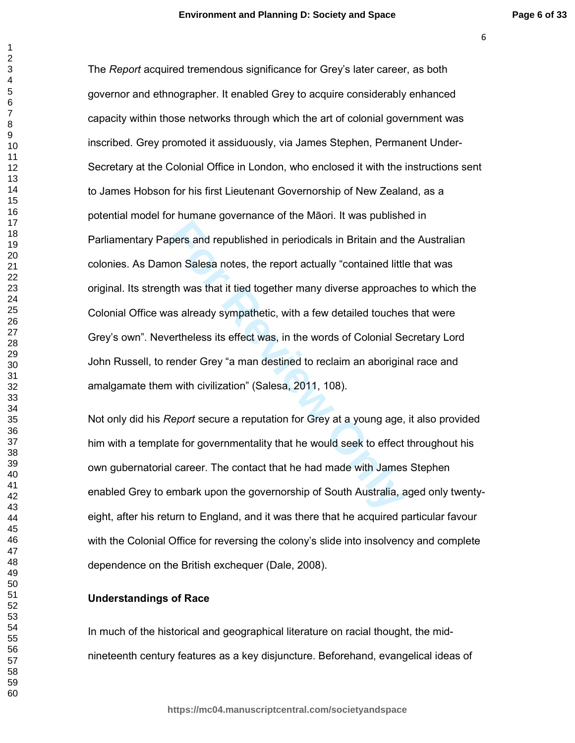The *Report* acquired tremendous significance for Grey's later career, as both governor and ethnographer. It enabled Grey to acquire considerably enhanced capacity within those networks through which the art of colonial government was inscribed. Grey promoted it assiduously, via James Stephen, Permanent Under-Secretary at the Colonial Office in London, who enclosed it with the instructions sent to James Hobson for his first Lieutenant Governorship of New Zealand, as a potential model for humane governance of the Māori. It was published in Parliamentary Papers and republished in periodicals in Britain and the Australian colonies. As Damon Salesa notes, the report actually "contained little that was original. Its strength was that it tied together many diverse approaches to which the Colonial Office was already sympathetic, with a few detailed touches that were Grey's own". Nevertheless its effect was, in the words of Colonial Secretary Lord John Russell, to render Grey "a man destined to reclaim an aboriginal race and amalgamate them with civilization" (Salesa, 2011, 108).

Not only did his *Report* secure a reputation for Grey at a young age, it also provided him with a template for governmentality that he would seek to effect throughout his own gubernatorial career. The contact that he had made with James Stephen enabled Grey to embark upon the governorship of South Australia, aged only twenty-eight, after his return to England, and it was there that he acquired particular favour with the Colonial Office for reversing the colony's slide into insolvency and complete dependence on the British exchequer (Dale, 2008).

**Understandings of Race**

In much of the historical and geographical literature on racial thought, the mid-nineteenth century features as a key disjuncture. Beforehand, evangelical ideas of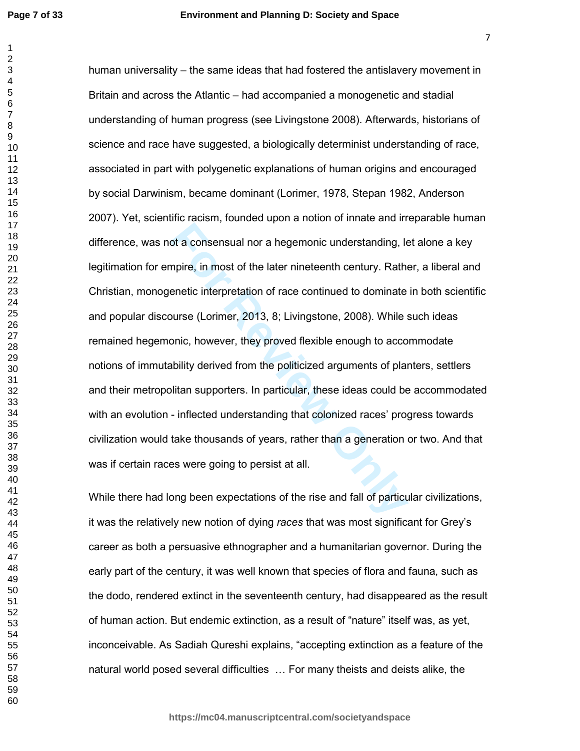human universality – the same ideas that had fostered the antislavery movement in Britain and across the Atlantic – had accompanied a monogenetic and stadial understanding of human progress (see Livingstone 2008). Afterwards, historians of science and race have suggested, a biologically determinist understanding of race, associated in part with polygenetic explanations of human origins and encouraged by social Darwinism, became dominant (Lorimer, 1978, Stepan 1982, Anderson 2007). Yet, scientific racism, founded upon a notion of innate and irreparable human difference, was not a consensual nor a hegemonic understanding, let alone a key legitimation for empire, in most of the later nineteenth century. Rather, a liberal and Christian, monogenetic interpretation of race continued to dominate in both scientific and popular discourse (Lorimer, 2013, 8; Livingstone, 2008). While such ideas remained hegemonic, however, they proved flexible enough to accommodate notions of immutability derived from the politicized arguments of planters, settlers and their metropolitan supporters. In particular, these ideas could be accommodated with an evolution - inflected understanding that colonized races' progress towards civilization would take thousands of years, rather than a generation or two. And that was if certain races were going to persist at all.

While there had long been expectations of the rise and fall of particular civilizations, it was the relatively new notion of dying *races* that was most significant for Grey's career as both a persuasive ethnographer and a humanitarian governor. During the early part of the century, it was well known that species of flora and fauna, such as the dodo, rendered extinct in the seventeenth century, had disappeared as the result of human action. But endemic extinction, as a result of "nature" itself was, as yet, inconceivable. As Sadiah Qureshi explains, "accepting extinction as a feature of the natural world posed several difficulties … For many theists and deists alike, the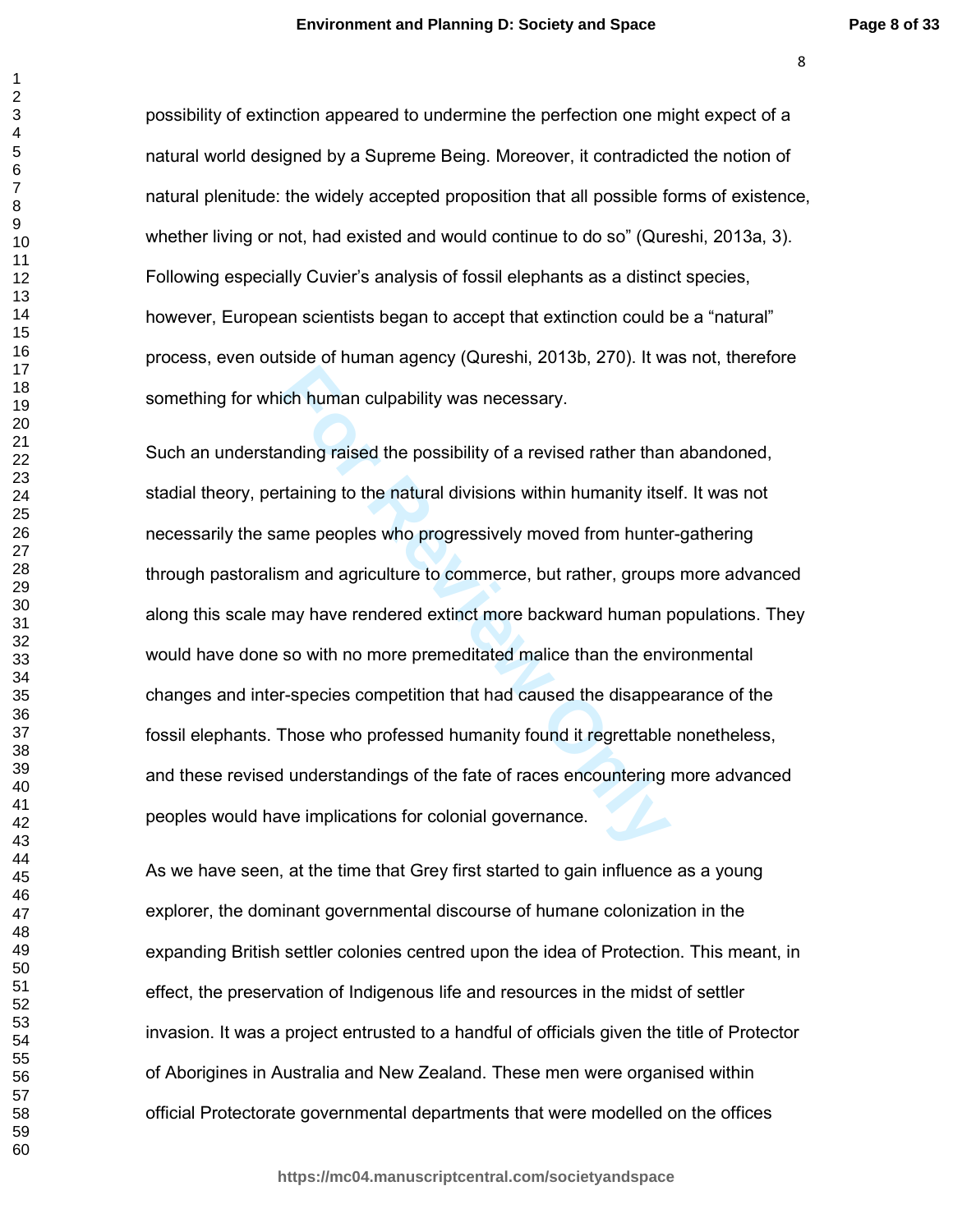possibility of extinction appeared to undermine the perfection one might expect of a natural world designed by a Supreme Being. Moreover, it contradicted the notion of natural plenitude: the widely accepted proposition that all possible forms of existence, whether living or not, had existed and would continue to do so" (Qureshi, 2013a, 3). Following especially Cuvier's analysis of fossil elephants as a distinct species, however, European scientists began to accept that extinction could be a "natural" process, even outside of human agency (Qureshi, 2013b, 270). It was not, therefore something for which human culpability was necessary.

Such an understanding raised the possibility of a revised rather than abandoned, stadial theory, pertaining to the natural divisions within humanity itself. It was not necessarily the same peoples who progressively moved from hunter-gathering through pastoralism and agriculture to commerce, but rather, groups more advanced along this scale may have rendered extinct more backward human populations. They would have done so with no more premeditated malice than the environmental changes and inter-species competition that had caused the disappearance of the fossil elephants. Those who professed humanity found it regrettable nonetheless, and these revised understandings of the fate of races encountering more advanced peoples would have implications for colonial governance.

As we have seen, at the time that Grey first started to gain influence as a young explorer, the dominant governmental discourse of humane colonization in the expanding British settler colonies centred upon the idea of Protection. This meant, in effect, the preservation of Indigenous life and resources in the midst of settler invasion. It was a project entrusted to a handful of officials given the title of Protector of Aborigines in Australia and New Zealand. These men were organised within official Protectorate governmental departments that were modelled on the offices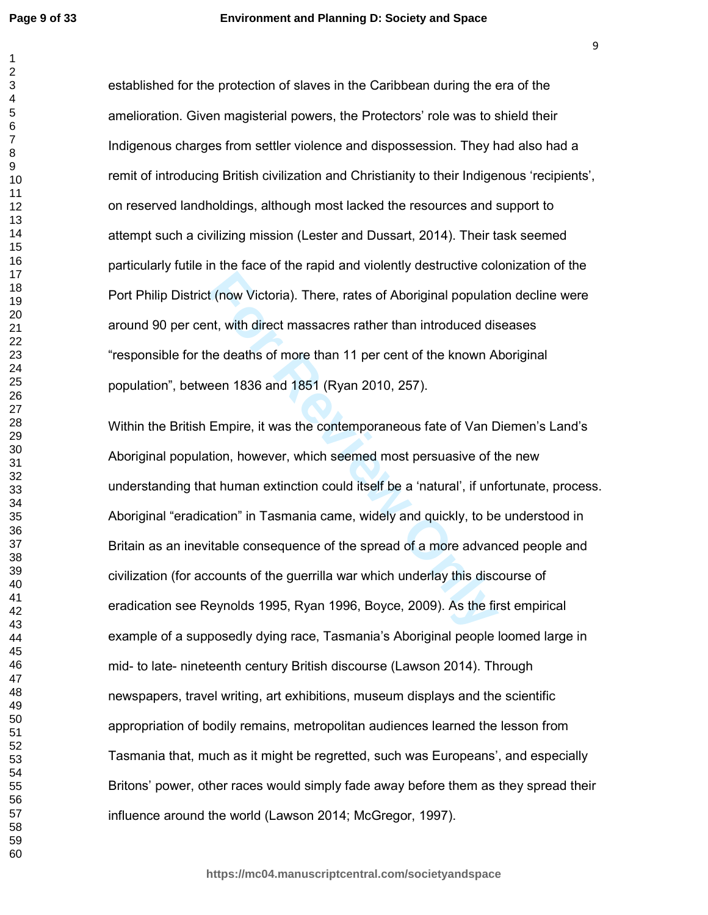established for the protection of slaves in the Caribbean during the era of the amelioration. Given magisterial powers, the Protectors' role was to shield their Indigenous charges from settler violence and dispossession. They had also had a remit of introducing British civilization and Christianity to their Indigenous 'recipients', on reserved landholdings, although most lacked the resources and support to attempt such a civilizing mission (Lester and Dussart, 2014). Their task seemed particularly futile in the face of the rapid and violently destructive colonization of the Port Philip District (now Victoria). There, rates of Aboriginal population decline were around 90 per cent, with direct massacres rather than introduced diseases "responsible for the deaths of more than 11 per cent of the known Aboriginal population", between 1836 and 1851 (Ryan 2010, 257).

Within the British Empire, it was the contemporaneous fate of Van Diemen's Land's Aboriginal population, however, which seemed most persuasive of the new understanding that human extinction could itself be a 'natural', if unfortunate, process. Aboriginal "eradication" in Tasmania came, widely and quickly, to be understood in Britain as an inevitable consequence of the spread of a more advanced people and civilization (for accounts of the guerrilla war which underlay this discourse of eradication see Reynolds 1995, Ryan 1996, Boyce, 2009). As the first empirical example of a supposedly dying race, Tasmania's Aboriginal people loomed large in mid- to late- nineteenth century British discourse (Lawson 2014). Through newspapers, travel writing, art exhibitions, museum displays and the scientific appropriation of bodily remains, metropolitan audiences learned the lesson from Tasmania that, much as it might be regretted, such was Europeans', and especially Britons' power, other races would simply fade away before them as they spread their influence around the world (Lawson 2014; McGregor, 1997).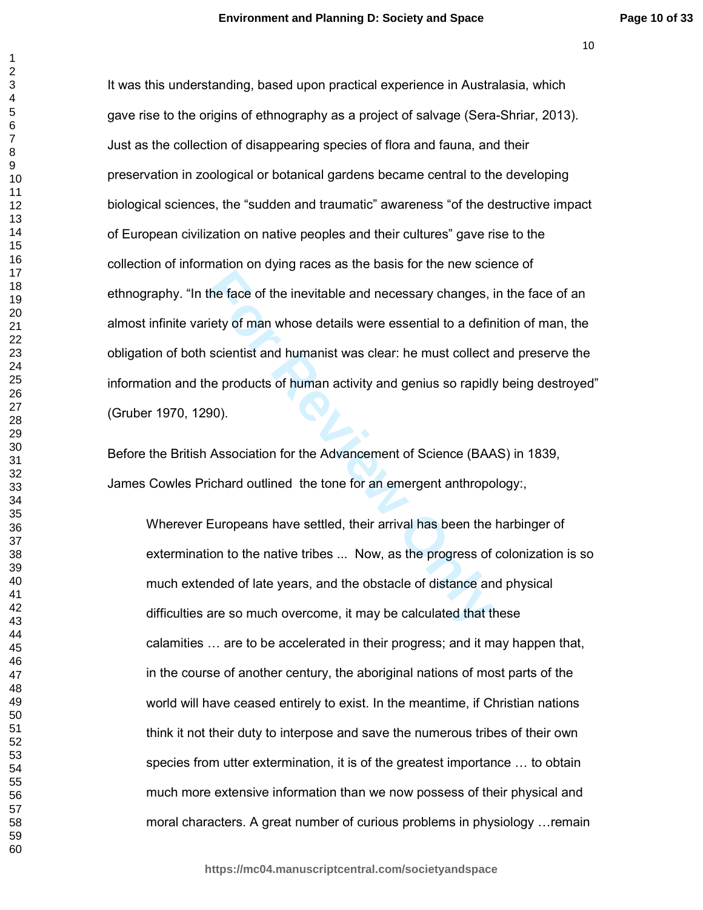It was this understanding, based upon practical experience in Australasia, which gave rise to the origins of ethnography as a project of salvage (Sera-Shriar, 2013). Just as the collection of disappearing species of flora and fauna, and their preservation in zoological or botanical gardens became central to the developing biological sciences, the "sudden and traumatic" awareness "of the destructive impact of European civilization on native peoples and their cultures" gave rise to the collection of information on dying races as the basis for the new science of ethnography. "In the face of the inevitable and necessary changes, in the face of an almost infinite variety of man whose details were essential to a definition of man, the obligation of both scientist and humanist was clear: he must collect and preserve the information and the products of human activity and genius so rapidly being destroyed" (Gruber 1970, 1290).

Before the British Association for the Advancement of Science (BAAS) in 1839, James Cowles Prichard outlined  the tone for an emergent anthropology:,

> Wherever Europeans have settled, their arrival has been the harbinger of extermination to the native tribes ...  Now, as the progress of colonization is so much extended of late years, and the obstacle of distance and physical difficulties are so much overcome, it may be calculated that these calamities … are to be accelerated in their progress; and it may happen that, in the course of another century, the aboriginal nations of most parts of the world will have ceased entirely to exist. In the meantime, if Christian nations think it not their duty to interpose and save the numerous tribes of their own species from utter extermination, it is of the greatest importance … to obtain much more extensive information than we now possess of their physical and moral characters. A great number of curious problems in physiology …remain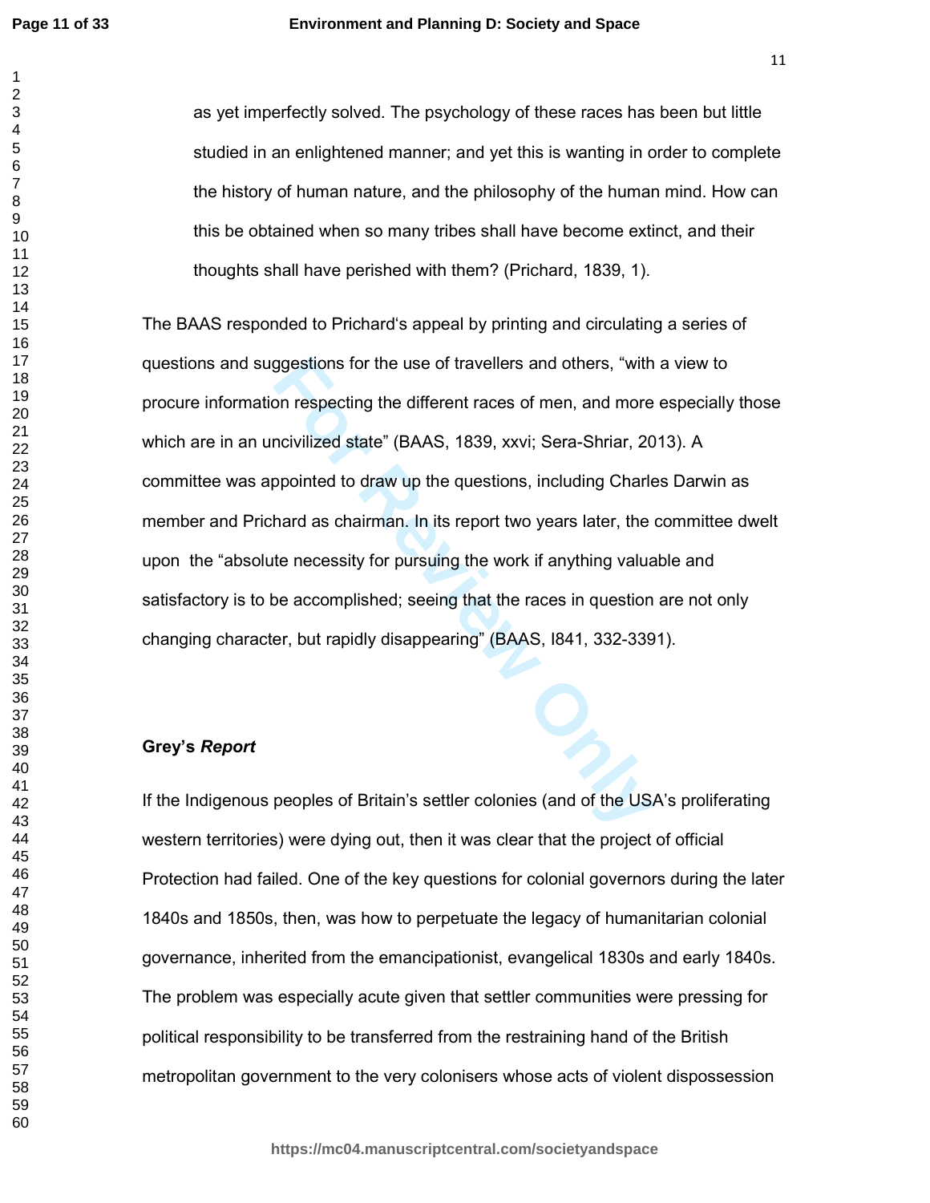as yet imperfectly solved. The psychology of these races has been but little studied in an enlightened manner; and yet this is wanting in order to complete the history of human nature, and the philosophy of the human mind. How can this be obtained when so many tribes shall have become extinct, and their thoughts shall have perished with them? (Prichard, 1839, 1).

The BAAS responded to Prichard's appeal by printing and circulating a series of questions and suggestions for the use of travellers and others, "with a view to procure information respecting the different races of men, and more especially those which are in an uncivilized state" (BAAS, 1839, xxvi; Sera-Shriar, 2013). A committee was appointed to draw up the questions, including Charles Darwin as member and Prichard as chairman. In its report two years later, the committee dwelt upon the "absolute necessity for pursuing the work if anything valuable and satisfactory is to be accomplished; seeing that the races in question are not only changing character, but rapidly disappearing" (BAAS, I841, 332-3391).

## Grey's *Report*

If the Indigenous peoples of Britain's settler colonies (and of the USA's proliferating western territories) were dying out, then it was clear that the project of official Protection had failed. One of the key questions for colonial governors during the later 1840s and 1850s, then, was how to perpetuate the legacy of humanitarian colonial governance, inherited from the emancipationist, evangelical 1830s and early 1840s. The problem was especially acute given that settler communities were pressing for political responsibility to be transferred from the restraining hand of the British metropolitan government to the very colonisers whose acts of violent dispossession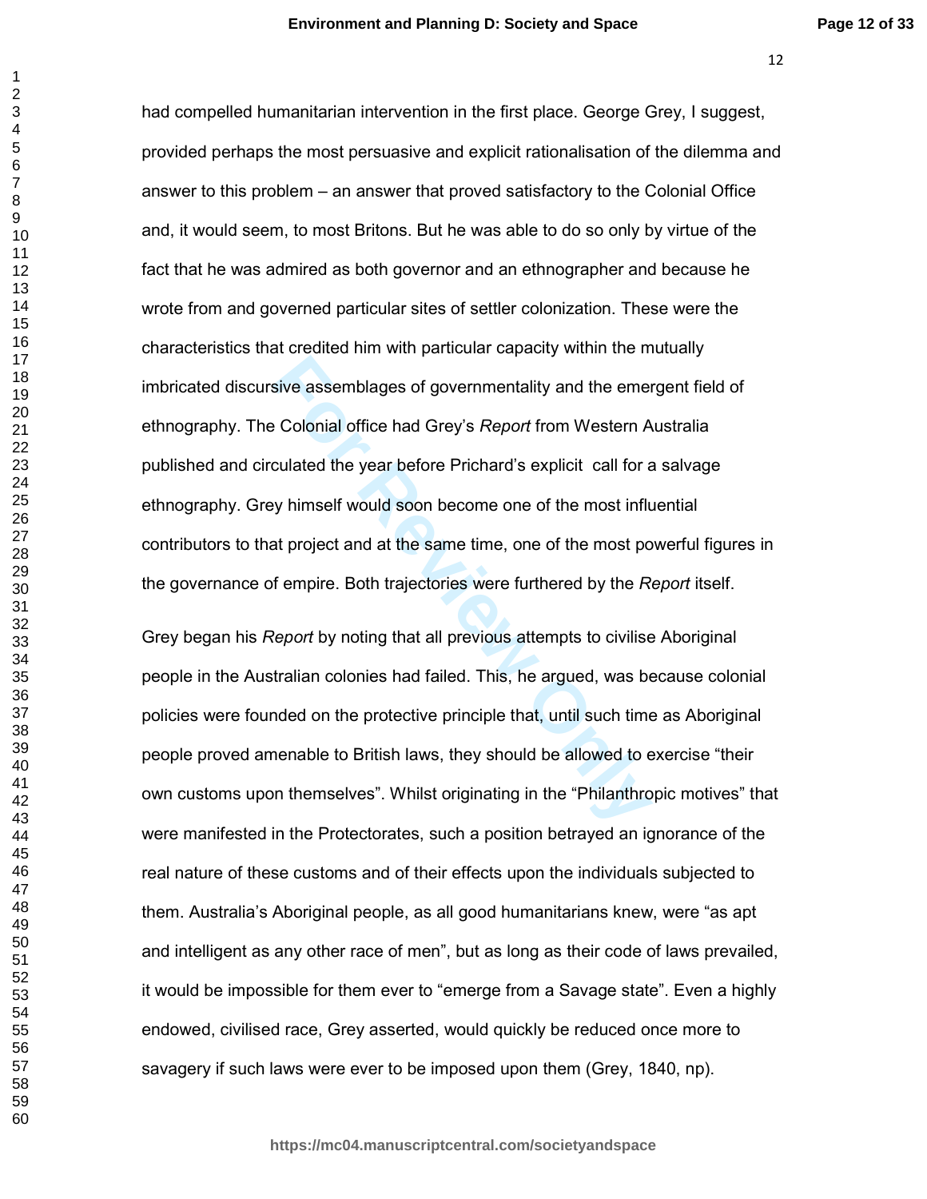had compelled humanitarian intervention in the first place. George Grey, I suggest, provided perhaps the most persuasive and explicit rationalisation of the dilemma and answer to this problem – an answer that proved satisfactory to the Colonial Office and, it would seem, to most Britons. But he was able to do so only by virtue of the fact that he was admired as both governor and an ethnographer and because he wrote from and governed particular sites of settler colonization. These were the characteristics that credited him with particular capacity within the mutually imbricated discursive assemblages of governmentality and the emergent field of ethnography. The Colonial office had Grey's *Report* from Western Australia published and circulated the year before Prichard's explicit  call for a salvage ethnography. Grey himself would soon become one of the most influential contributors to that project and at the same time, one of the most powerful figures in the governance of empire. Both trajectories were furthered by the *Report* itself.

Grey began his *Report* by noting that all previous attempts to civilise Aboriginal people in the Australian colonies had failed. This, he argued, was because colonial policies were founded on the protective principle that, until such time as Aboriginal people proved amenable to British laws, they should be allowed to exercise "their own customs upon themselves". Whilst originating in the "Philanthropic motives" that were manifested in the Protectorates, such a position betrayed an ignorance of the real nature of these customs and of their effects upon the individuals subjected to them. Australia's Aboriginal people, as all good humanitarians knew, were "as apt and intelligent as any other race of men", but as long as their code of laws prevailed, it would be impossible for them ever to "emerge from a Savage state". Even a highly endowed, civilised race, Grey asserted, would quickly be reduced once more to savagery if such laws were ever to be imposed upon them (Grey, 1840, np).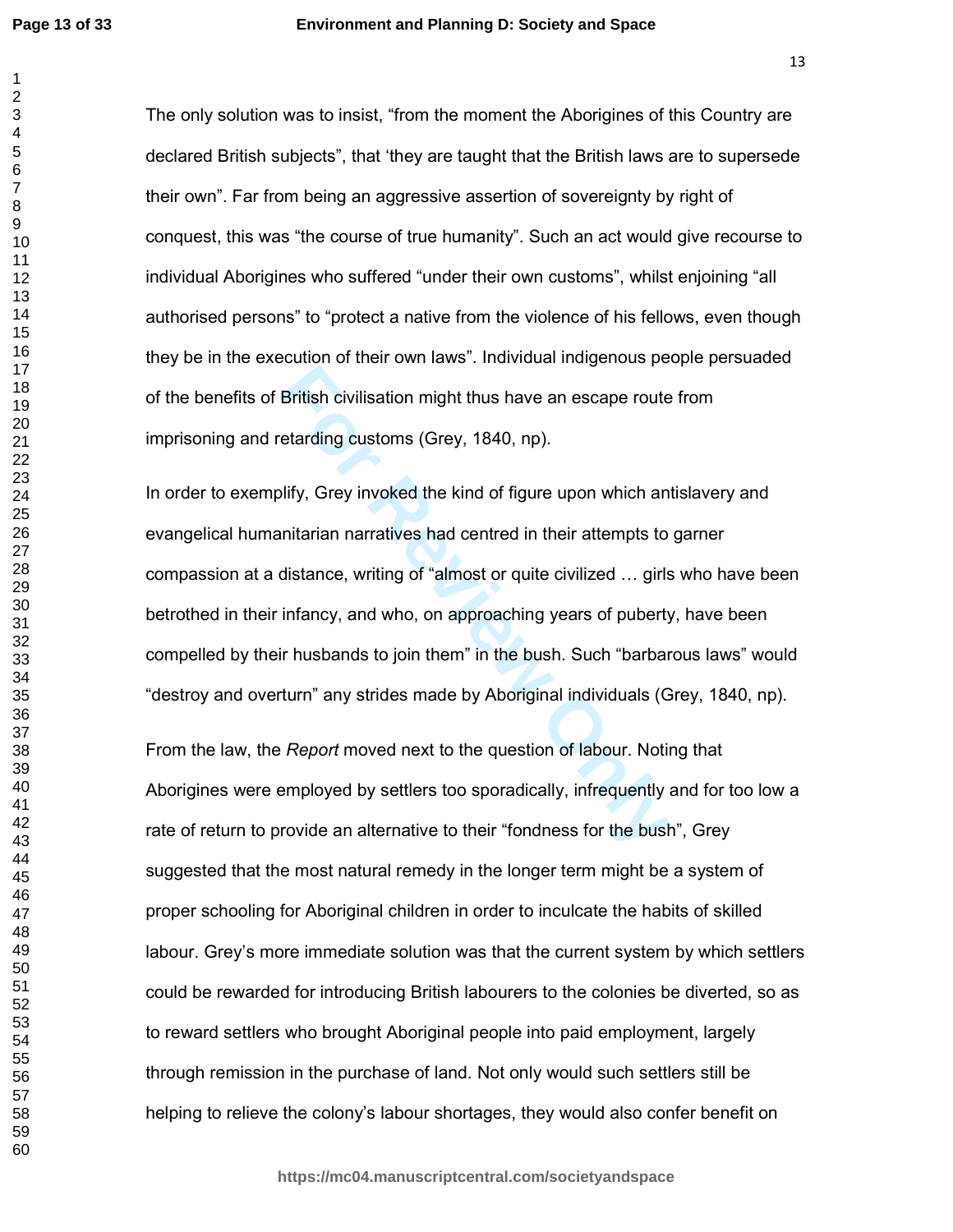The only solution was to insist, “from the moment the Aborigines of this Country are declared British subjects”, that ‘they are taught that the British laws are to supersede their own”. Far from being an aggressive assertion of sovereignty by right of conquest, this was “the course of true humanity”. Such an act would give recourse to individual Aborigines who suffered “under their own customs”, whilst enjoining “all authorised persons” to “protect a native from the violence of his fellows, even though they be in the execution of their own laws”. Individual indigenous people persuaded of the benefits of British civilisation might thus have an escape route from imprisoning and retarding customs (Grey, 1840, np).

In order to exemplify, Grey invoked the kind of figure upon which antislavery and evangelical humanitarian narratives had centred in their attempts to garner compassion at a distance, writing of “almost or quite civilized … girls who have been betrothed in their infancy, and who, on approaching years of puberty, have been compelled by their husbands to join them” in the bush. Such “barbarous laws” would “destroy and overturn” any strides made by Aboriginal individuals (Grey, 1840, np).

From the law, the *Report* moved next to the question of labour. Noting that Aborigines were employed by settlers too sporadically, infrequently and for too low a rate of return to provide an alternative to their “fondness for the bush”, Grey suggested that the most natural remedy in the longer term might be a system of proper schooling for Aboriginal children in order to inculcate the habits of skilled labour. Grey’s more immediate solution was that the current system by which settlers could be rewarded for introducing British labourers to the colonies be diverted, so as to reward settlers who brought Aboriginal people into paid employment, largely through remission in the purchase of land. Not only would such settlers still be helping to relieve the colony’s labour shortages, they would also confer benefit on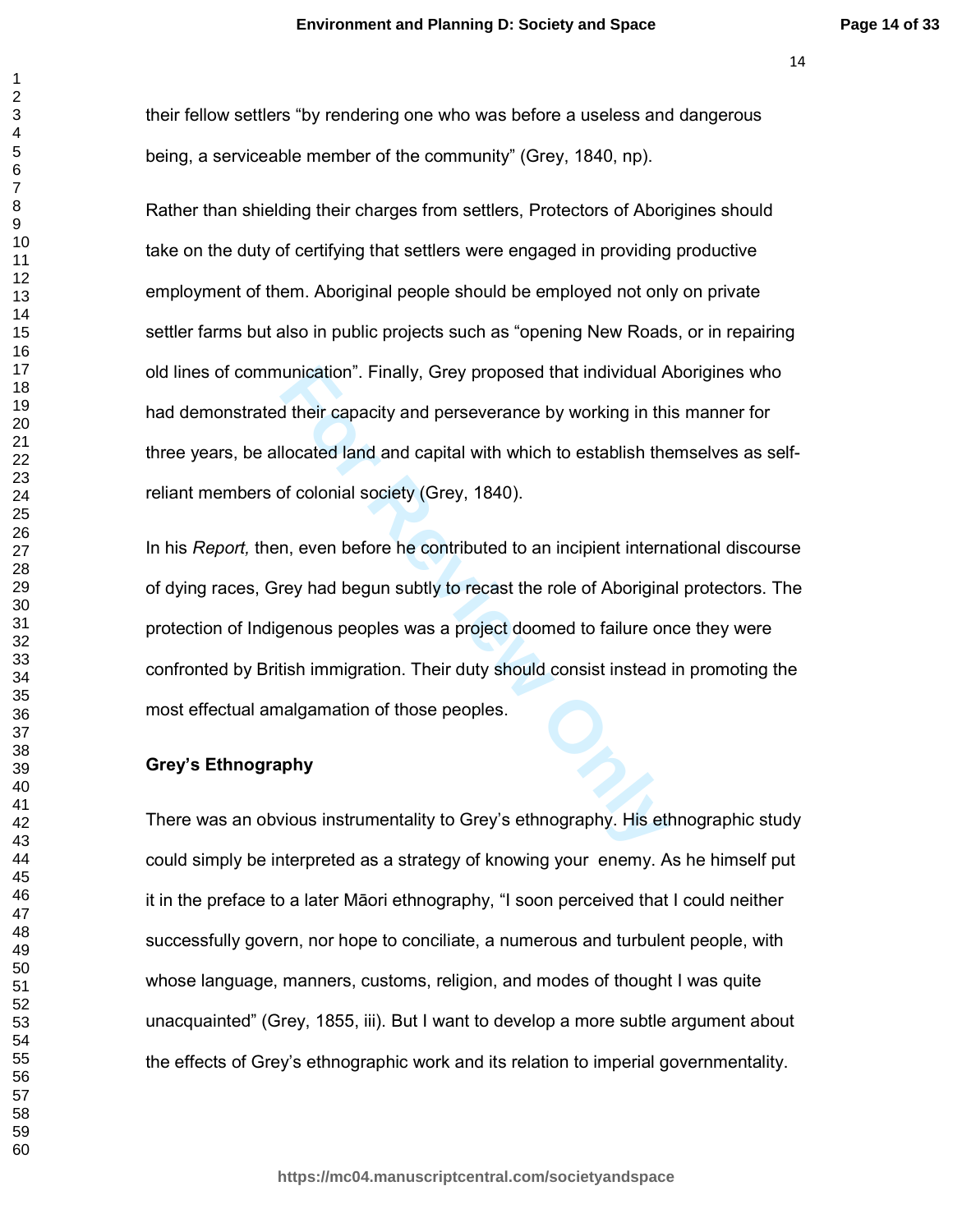their fellow settlers “by rendering one who was before a useless and dangerous being, a serviceable member of the community” (Grey, 1840, np).

Rather than shielding their charges from settlers, Protectors of Aborigines should take on the duty of certifying that settlers were engaged in providing productive employment of them. Aboriginal people should be employed not only on private settler farms but also in public projects such as “opening New Roads, or in repairing old lines of communication”. Finally, Grey proposed that individual Aborigines who had demonstrated their capacity and perseverance by working in this manner for three years, be allocated land and capital with which to establish themselves as self-reliant members of colonial society (Grey, 1840).

In his *Report,* then, even before he contributed to an incipient international discourse of dying races, Grey had begun subtly to recast the role of Aboriginal protectors. The protection of Indigenous peoples was a project doomed to failure once they were confronted by British immigration. Their duty should consist instead in promoting the most effectual amalgamation of those peoples.

**Grey’s Ethnography**

There was an obvious instrumentality to Grey’s ethnography. His ethnographic study could simply be interpreted as a strategy of knowing your  enemy. As he himself put it in the preface to a later Māori ethnography, “I soon perceived that I could neither successfully govern, nor hope to conciliate, a numerous and turbulent people, with whose language, manners, customs, religion, and modes of thought I was quite unacquainted” (Grey, 1855, iii). But I want to develop a more subtle argument about the effects of Grey’s ethnographic work and its relation to imperial governmentality.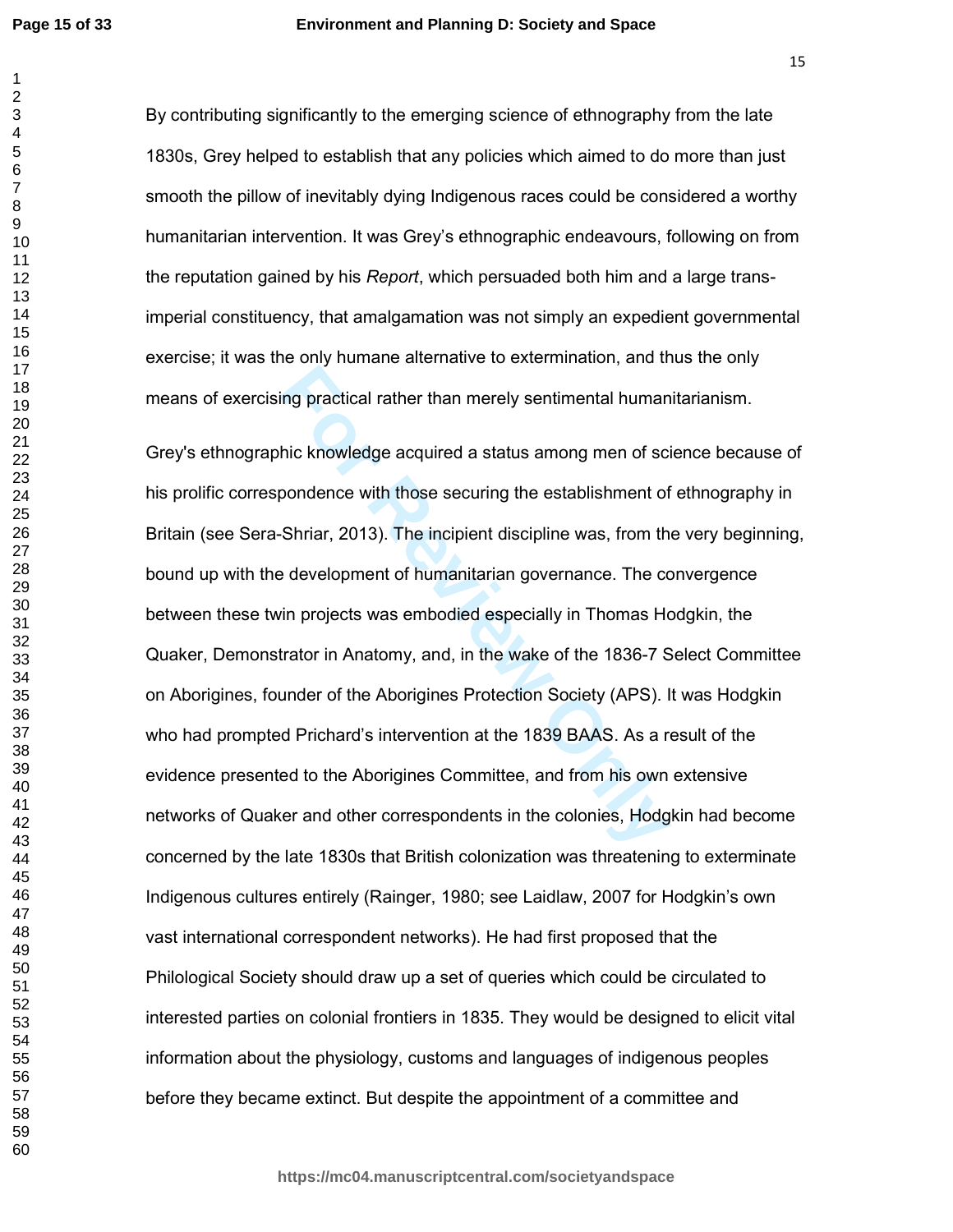By contributing significantly to the emerging science of ethnography from the late 1830s, Grey helped to establish that any policies which aimed to do more than just smooth the pillow of inevitably dying Indigenous races could be considered a worthy humanitarian intervention. It was Grey's ethnographic endeavours, following on from the reputation gained by his *Report*, which persuaded both him and a large trans-imperial constituency, that amalgamation was not simply an expedient governmental exercise; it was the only humane alternative to extermination, and thus the only means of exercising practical rather than merely sentimental humanitarianism.

Grey's ethnographic knowledge acquired a status among men of science because of his prolific correspondence with those securing the establishment of ethnography in Britain (see Sera-Shriar, 2013). The incipient discipline was, from the very beginning, bound up with the development of humanitarian governance. The convergence between these twin projects was embodied especially in Thomas Hodgkin, the Quaker, Demonstrator in Anatomy, and, in the wake of the 1836-7 Select Committee on Aborigines, founder of the Aborigines Protection Society (APS). It was Hodgkin who had prompted Prichard's intervention at the 1839 BAAS. As a result of the evidence presented to the Aborigines Committee, and from his own extensive networks of Quaker and other correspondents in the colonies, Hodgkin had become concerned by the late 1830s that British colonization was threatening to exterminate Indigenous cultures entirely (Rainger, 1980; see Laidlaw, 2007 for Hodgkin's own vast international correspondent networks). He had first proposed that the Philological Society should draw up a set of queries which could be circulated to interested parties on colonial frontiers in 1835. They would be designed to elicit vital information about the physiology, customs and languages of indigenous peoples before they became extinct. But despite the appointment of a committee and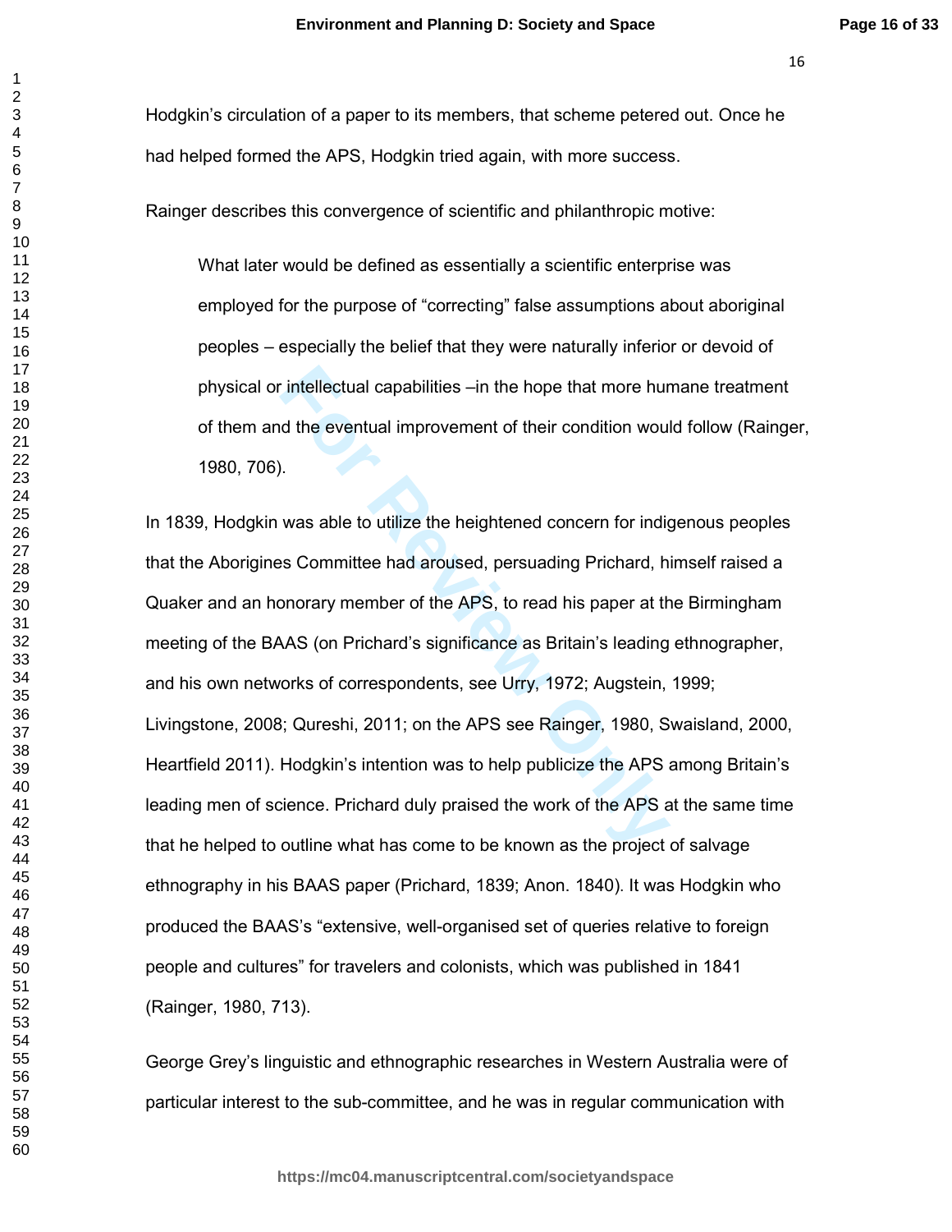Hodgkin's circulation of a paper to its members, that scheme petered out. Once he had helped formed the APS, Hodgkin tried again, with more success.

Rainger describes this convergence of scientific and philanthropic motive:

> What later would be defined as essentially a scientific enterprise was employed for the purpose of "correcting" false assumptions about aboriginal peoples – especially the belief that they were naturally inferior or devoid of physical or intellectual capabilities –in the hope that more humane treatment of them and the eventual improvement of their condition would follow (Rainger, 1980, 706).

In 1839, Hodgkin was able to utilize the heightened concern for indigenous peoples that the Aborigines Committee had aroused, persuading Prichard, himself raised a Quaker and an honorary member of the APS, to read his paper at the Birmingham meeting of the BAAS (on Prichard's significance as Britain's leading ethnographer, and his own networks of correspondents, see Urry, 1972; Augstein, 1999; Livingstone, 2008; Qureshi, 2011; on the APS see Rainger, 1980, Swaisland, 2000, Heartfield 2011). Hodgkin's intention was to help publicize the APS among Britain's leading men of science. Prichard duly praised the work of the APS at the same time that he helped to outline what has come to be known as the project of salvage ethnography in his BAAS paper (Prichard, 1839; Anon. 1840). It was Hodgkin who produced the BAAS's "extensive, well-organised set of queries relative to foreign people and cultures" for travelers and colonists, which was published in 1841 (Rainger, 1980, 713).

George Grey's linguistic and ethnographic researches in Western Australia were of particular interest to the sub-committee, and he was in regular communication with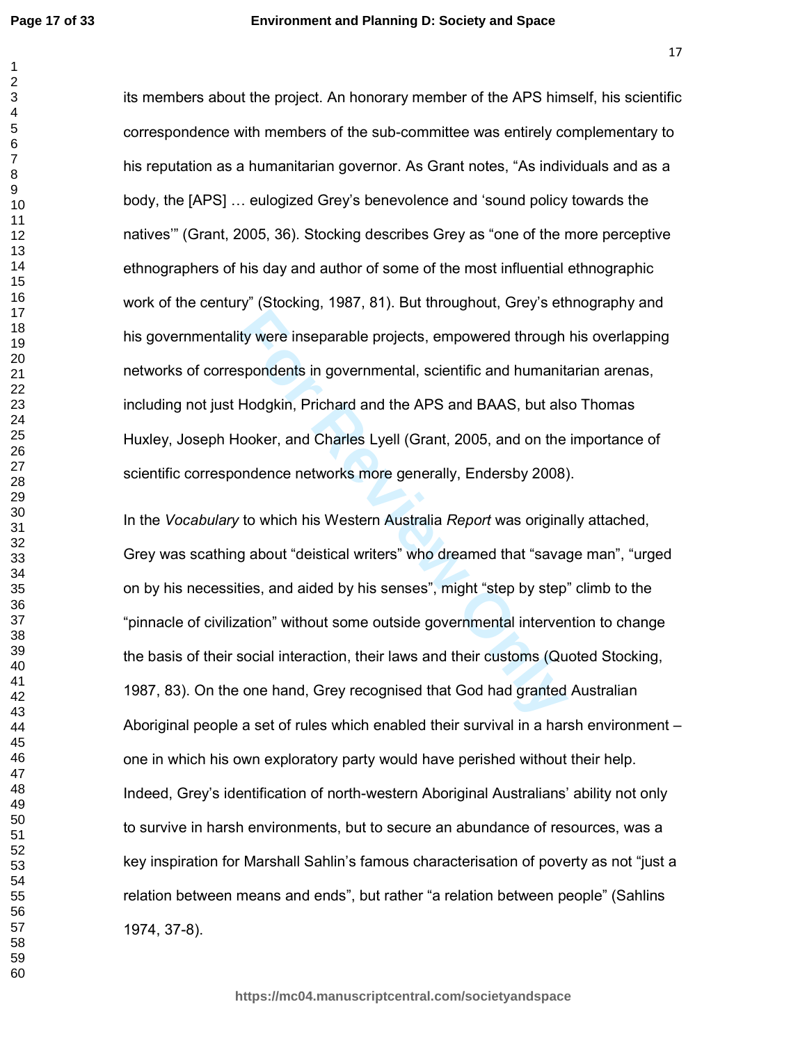its members about the project. An honorary member of the APS himself, his scientific correspondence with members of the sub-committee was entirely complementary to his reputation as a humanitarian governor. As Grant notes, “As individuals and as a body, the [APS] … eulogized Grey’s benevolence and ‘sound policy towards the natives’” (Grant, 2005, 36). Stocking describes Grey as “one of the more perceptive ethnographers of his day and author of some of the most influential ethnographic work of the century” (Stocking, 1987, 81). But throughout, Grey’s ethnography and his governmentality were inseparable projects, empowered through his overlapping networks of correspondents in governmental, scientific and humanitarian arenas, including not just Hodgkin, Prichard and the APS and BAAS, but also Thomas Huxley, Joseph Hooker, and Charles Lyell (Grant, 2005, and on the importance of scientific correspondence networks more generally, Endersby 2008).

In the *Vocabulary* to which his Western Australia *Report* was originally attached, Grey was scathing about “deistical writers” who dreamed that “savage man”, “urged on by his necessities, and aided by his senses”, might “step by step” climb to the “pinnacle of civilization” without some outside governmental intervention to change the basis of their social interaction, their laws and their customs (Quoted Stocking, 1987, 83). On the one hand, Grey recognised that God had granted Australian Aboriginal people a set of rules which enabled their survival in a harsh environment – one in which his own exploratory party would have perished without their help. Indeed, Grey’s identification of north-western Aboriginal Australians’ ability not only to survive in harsh environments, but to secure an abundance of resources, was a key inspiration for Marshall Sahlin’s famous characterisation of poverty as not “just a relation between means and ends”, but rather “a relation between people” (Sahlins 1974, 37-8).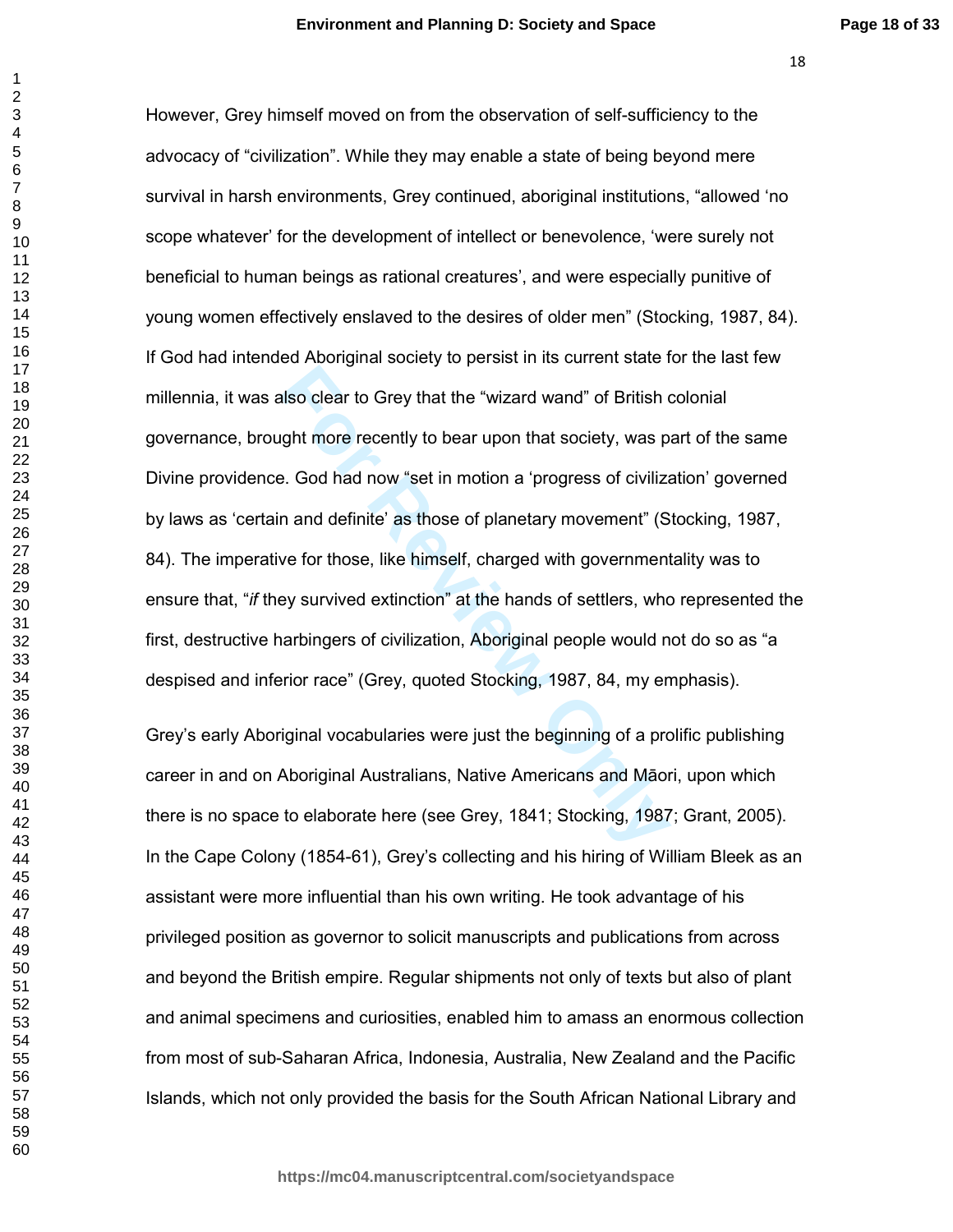However, Grey himself moved on from the observation of self-sufficiency to the advocacy of “civilization”. While they may enable a state of being beyond mere survival in harsh environments, Grey continued, aboriginal institutions, “allowed ‘no scope whatever’ for the development of intellect or benevolence, ‘were surely not beneficial to human beings as rational creatures’, and were especially punitive of young women effectively enslaved to the desires of older men” (Stocking, 1987, 84). If God had intended Aboriginal society to persist in its current state for the last few millennia, it was also clear to Grey that the “wizard wand” of British colonial governance, brought more recently to bear upon that society, was part of the same Divine providence. God had now “set in motion a ‘progress of civilization’ governed by laws as ‘certain and definite’ as those of planetary movement” (Stocking, 1987, 84). The imperative for those, like himself, charged with governmentality was to ensure that, “*if* they survived extinction” at the hands of settlers, who represented the first, destructive harbingers of civilization, Aboriginal people would not do so as “a despised and inferior race” (Grey, quoted Stocking, 1987, 84, my emphasis).

Grey’s early Aboriginal vocabularies were just the beginning of a prolific publishing career in and on Aboriginal Australians, Native Americans and Māori, upon which there is no space to elaborate here (see Grey, 1841; Stocking, 1987; Grant, 2005). In the Cape Colony (1854-61), Grey’s collecting and his hiring of William Bleek as an assistant were more influential than his own writing. He took advantage of his privileged position as governor to solicit manuscripts and publications from across and beyond the British empire. Regular shipments not only of texts but also of plant and animal specimens and curiosities, enabled him to amass an enormous collection from most of sub-Saharan Africa, Indonesia, Australia, New Zealand and the Pacific Islands, which not only provided the basis for the South African National Library and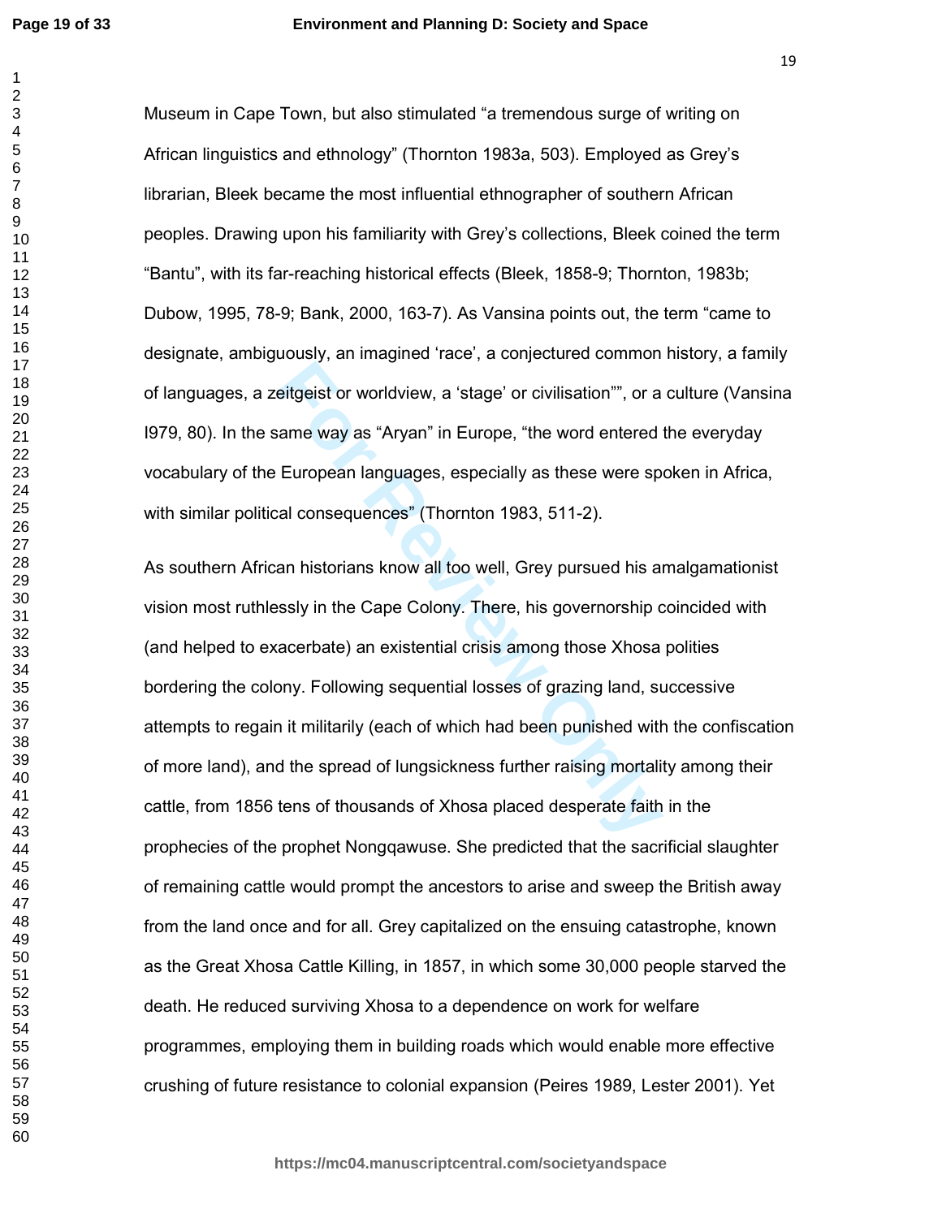Museum in Cape Town, but also stimulated "a tremendous surge of writing on African linguistics and ethnology" (Thornton 1983a, 503). Employed as Grey's librarian, Bleek became the most influential ethnographer of southern African peoples. Drawing upon his familiarity with Grey's collections, Bleek coined the term "Bantu", with its far-reaching historical effects (Bleek, 1858-9; Thornton, 1983b; Dubow, 1995, 78-9; Bank, 2000, 163-7). As Vansina points out, the term "came to designate, ambiguously, an imagined 'race', a conjectured common history, a family of languages, a zeitgeist or worldview, a 'stage' or civilisation"", or a culture (Vansina I979, 80). In the same way as "Aryan" in Europe, "the word entered the everyday vocabulary of the European languages, especially as these were spoken in Africa, with similar political consequences" (Thornton 1983, 511-2).

As southern African historians know all too well, Grey pursued his amalgamationist vision most ruthlessly in the Cape Colony. There, his governorship coincided with (and helped to exacerbate) an existential crisis among those Xhosa polities bordering the colony. Following sequential losses of grazing land, successive attempts to regain it militarily (each of which had been punished with the confiscation of more land), and the spread of lungsickness further raising mortality among their cattle, from 1856 tens of thousands of Xhosa placed desperate faith in the prophecies of the prophet Nongqawuse. She predicted that the sacrificial slaughter of remaining cattle would prompt the ancestors to arise and sweep the British away from the land once and for all. Grey capitalized on the ensuing catastrophe, known as the Great Xhosa Cattle Killing, in 1857, in which some 30,000 people starved the death. He reduced surviving Xhosa to a dependence on work for welfare programmes, employing them in building roads which would enable more effective crushing of future resistance to colonial expansion (Peires 1989, Lester 2001). Yet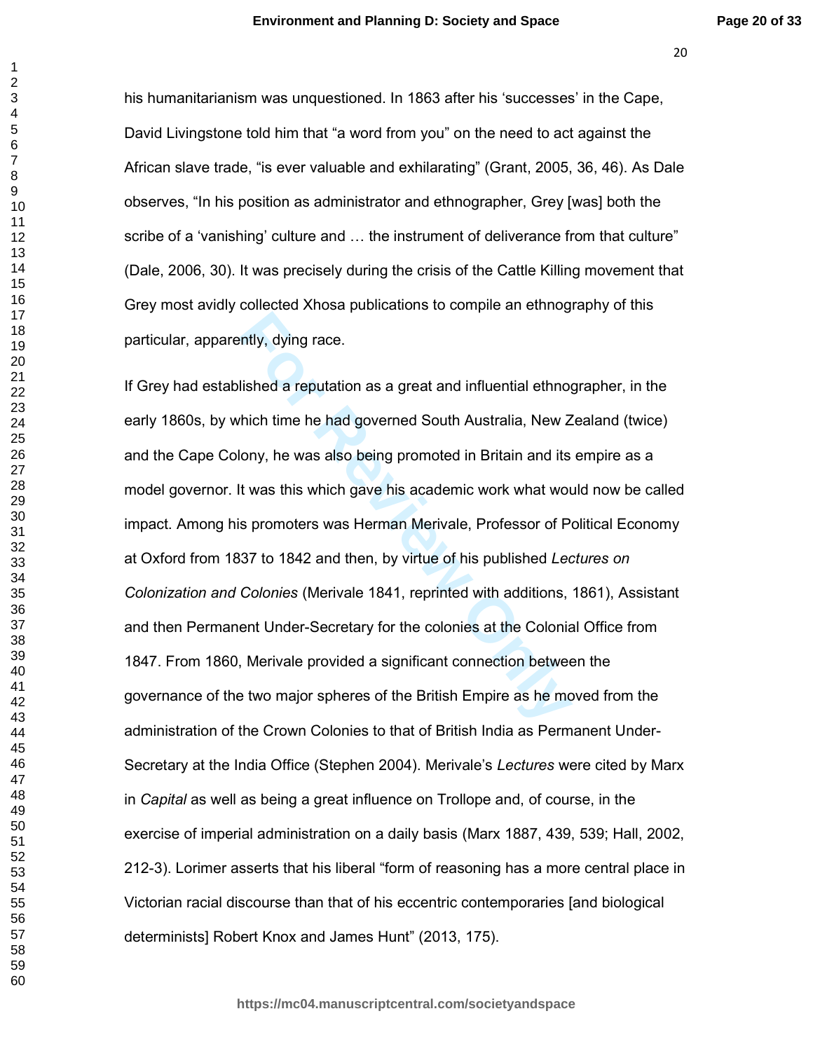his humanitarianism was unquestioned. In 1863 after his 'successes' in the Cape, David Livingstone told him that "a word from you" on the need to act against the African slave trade, "is ever valuable and exhilarating" (Grant, 2005, 36, 46). As Dale observes, "In his position as administrator and ethnographer, Grey [was] both the scribe of a 'vanishing' culture and … the instrument of deliverance from that culture" (Dale, 2006, 30). It was precisely during the crisis of the Cattle Killing movement that Grey most avidly collected Xhosa publications to compile an ethnography of this particular, apparently, dying race.

If Grey had established a reputation as a great and influential ethnographer, in the early 1860s, by which time he had governed South Australia, New Zealand (twice) and the Cape Colony, he was also being promoted in Britain and its empire as a model governor. It was this which gave his academic work what would now be called impact. Among his promoters was Herman Merivale, Professor of Political Economy at Oxford from 1837 to 1842 and then, by virtue of his published *Lectures on Colonization and Colonies* (Merivale 1841, reprinted with additions, 1861), Assistant and then Permanent Under-Secretary for the colonies at the Colonial Office from 1847. From 1860, Merivale provided a significant connection between the governance of the two major spheres of the British Empire as he moved from the administration of the Crown Colonies to that of British India as Permanent Under-Secretary at the India Office (Stephen 2004). Merivale's *Lectures* were cited by Marx in *Capital* as well as being a great influence on Trollope and, of course, in the exercise of imperial administration on a daily basis (Marx 1887, 439, 539; Hall, 2002, 212-3). Lorimer asserts that his liberal "form of reasoning has a more central place in Victorian racial discourse than that of his eccentric contemporaries [and biological determinists] Robert Knox and James Hunt" (2013, 175).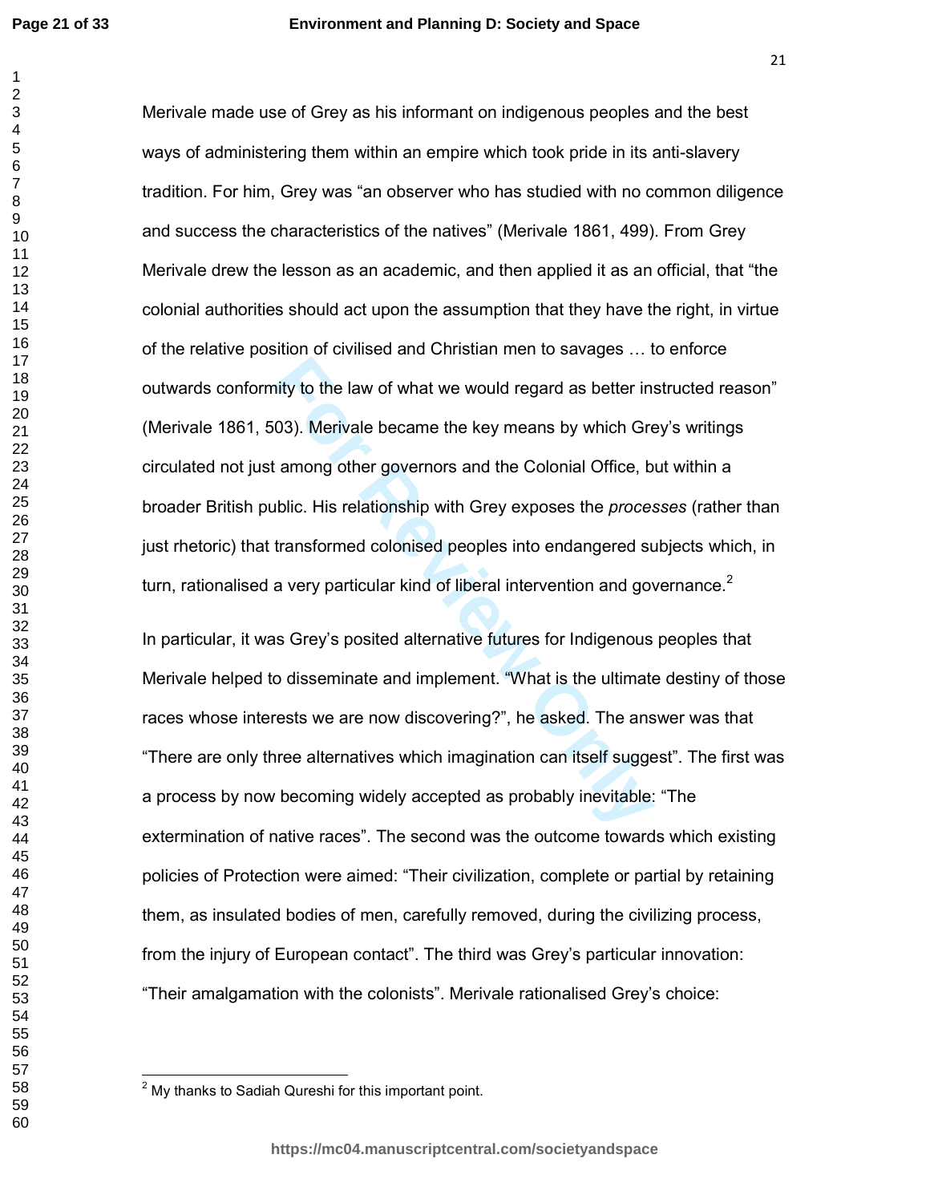Merivale made use of Grey as his informant on indigenous peoples and the best ways of administering them within an empire which took pride in its anti-slavery tradition. For him, Grey was "an observer who has studied with no common diligence and success the characteristics of the natives" (Merivale 1861, 499). From Grey Merivale drew the lesson as an academic, and then applied it as an official, that "the colonial authorities should act upon the assumption that they have the right, in virtue of the relative position of civilised and Christian men to savages … to enforce outwards conformity to the law of what we would regard as better instructed reason" (Merivale 1861, 503). Merivale became the key means by which Grey's writings circulated not just among other governors and the Colonial Office, but within a broader British public. His relationship with Grey exposes the *processes* (rather than just rhetoric) that transformed colonised peoples into endangered subjects which, in turn, rationalised a very particular kind of liberal intervention and governance.[2]

In particular, it was Grey's posited alternative futures for Indigenous peoples that Merivale helped to disseminate and implement. "What is the ultimate destiny of those races whose interests we are now discovering?", he asked. The answer was that "There are only three alternatives which imagination can itself suggest". The first was a process by now becoming widely accepted as probably inevitable: "The extermination of native races". The second was the outcome towards which existing policies of Protection were aimed: "Their civilization, complete or partial by retaining them, as insulated bodies of men, carefully removed, during the civilizing process, from the injury of European contact". The third was Grey's particular innovation: "Their amalgamation with the colonists". Merivale rationalised Grey's choice:

[2] My thanks to Sadiah Qureshi for this important point.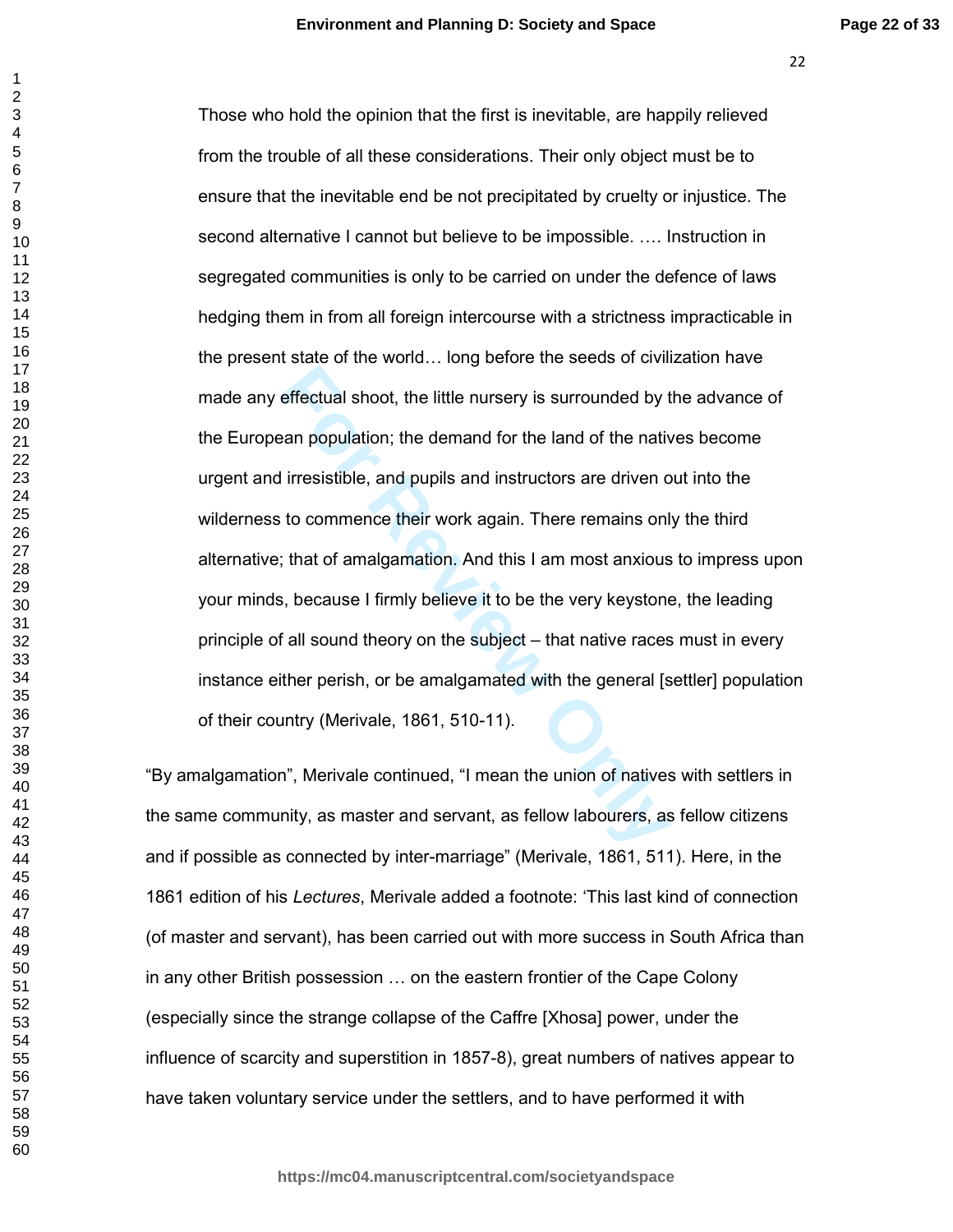> Those who hold the opinion that the first is inevitable, are happily relieved from the trouble of all these considerations. Their only object must be to ensure that the inevitable end be not precipitated by cruelty or injustice. The second alternative I cannot but believe to be impossible. …. Instruction in segregated communities is only to be carried on under the defence of laws hedging them in from all foreign intercourse with a strictness impracticable in the present state of the world… long before the seeds of civilization have made any effectual shoot, the little nursery is surrounded by the advance of the European population; the demand for the land of the natives become urgent and irresistible, and pupils and instructors are driven out into the wilderness to commence their work again. There remains only the third alternative; that of amalgamation. And this I am most anxious to impress upon your minds, because I firmly believe it to be the very keystone, the leading principle of all sound theory on the subject – that native races must in every instance either perish, or be amalgamated with the general [settler] population of their country (Merivale, 1861, 510-11).

"By amalgamation", Merivale continued, "I mean the union of natives with settlers in the same community, as master and servant, as fellow labourers, as fellow citizens and if possible as connected by inter-marriage" (Merivale, 1861, 511). Here, in the 1861 edition of his *Lectures*, Merivale added a footnote: 'This last kind of connection (of master and servant), has been carried out with more success in South Africa than in any other British possession … on the eastern frontier of the Cape Colony (especially since the strange collapse of the Caffre [Xhosa] power, under the influence of scarcity and superstition in 1857-8), great numbers of natives appear to have taken voluntary service under the settlers, and to have performed it with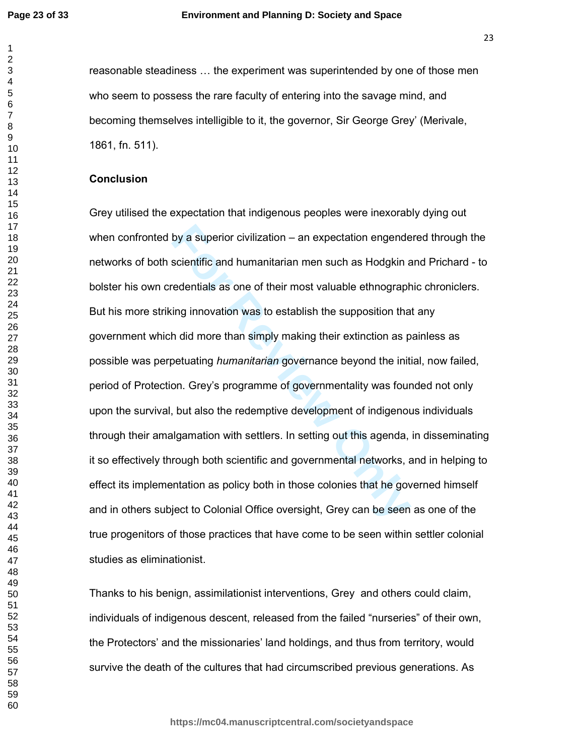reasonable steadiness … the experiment was superintended by one of those men who seem to possess the rare faculty of entering into the savage mind, and becoming themselves intelligible to it, the governor, Sir George Grey' (Merivale, 1861, fn. 511).

## Conclusion

Grey utilised the expectation that indigenous peoples were inexorably dying out when confronted by a superior civilization – an expectation engendered through the networks of both scientific and humanitarian men such as Hodgkin and Prichard - to bolster his own credentials as one of their most valuable ethnographic chroniclers. But his more striking innovation was to establish the supposition that any government which did more than simply making their extinction as painless as possible was perpetuating *humanitarian* governance beyond the initial, now failed, period of Protection. Grey's programme of governmentality was founded not only upon the survival, but also the redemptive development of indigenous individuals through their amalgamation with settlers. In setting out this agenda, in disseminating it so effectively through both scientific and governmental networks, and in helping to effect its implementation as policy both in those colonies that he governed himself and in others subject to Colonial Office oversight, Grey can be seen as one of the true progenitors of those practices that have come to be seen within settler colonial studies as eliminationist.

Thanks to his benign, assimilationist interventions, Grey and others could claim, individuals of indigenous descent, released from the failed "nurseries" of their own, the Protectors' and the missionaries' land holdings, and thus from territory, would survive the death of the cultures that had circumscribed previous generations. As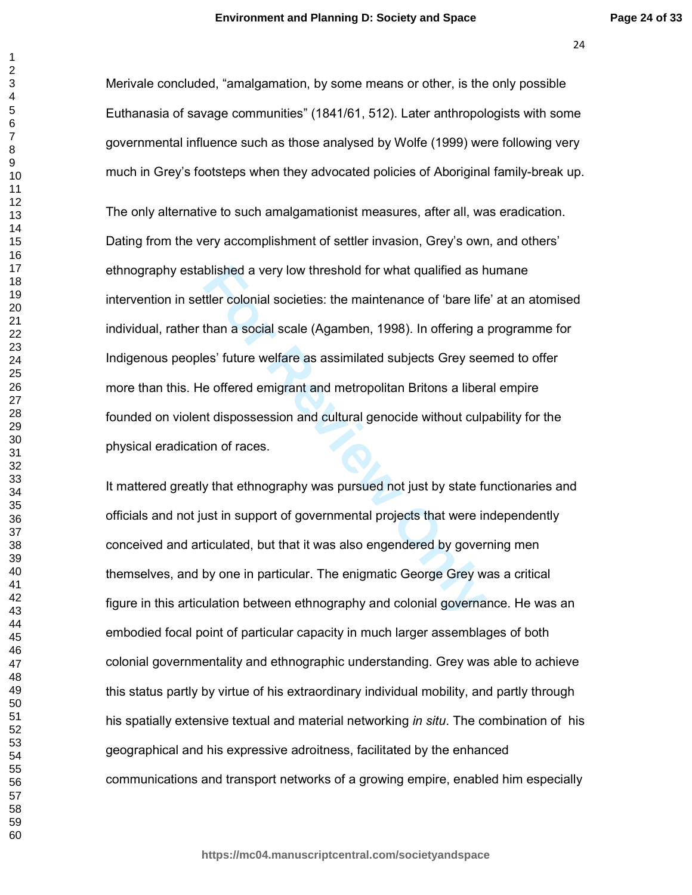Merivale concluded, “amalgamation, by some means or other, is the only possible Euthanasia of savage communities” (1841/61, 512). Later anthropologists with some governmental influence such as those analysed by Wolfe (1999) were following very much in Grey’s footsteps when they advocated policies of Aboriginal family-break up.

The only alternative to such amalgamationist measures, after all, was eradication. Dating from the very accomplishment of settler invasion, Grey’s own, and others’ ethnography established a very low threshold for what qualified as humane intervention in settler colonial societies: the maintenance of ‘bare life’ at an atomised individual, rather than a social scale (Agamben, 1998). In offering a programme for Indigenous peoples’ future welfare as assimilated subjects Grey seemed to offer more than this. He offered emigrant and metropolitan Britons a liberal empire founded on violent dispossession and cultural genocide without culpability for the physical eradication of races.

It mattered greatly that ethnography was pursued not just by state functionaries and officials and not just in support of governmental projects that were independently conceived and articulated, but that it was also engendered by governing men themselves, and by one in particular. The enigmatic George Grey was a critical figure in this articulation between ethnography and colonial governance. He was an embodied focal point of particular capacity in much larger assemblages of both colonial governmentality and ethnographic understanding. Grey was able to achieve this status partly by virtue of his extraordinary individual mobility, and partly through his spatially extensive textual and material networking *in situ*. The combination of his geographical and his expressive adroitness, facilitated by the enhanced communications and transport networks of a growing empire, enabled him especially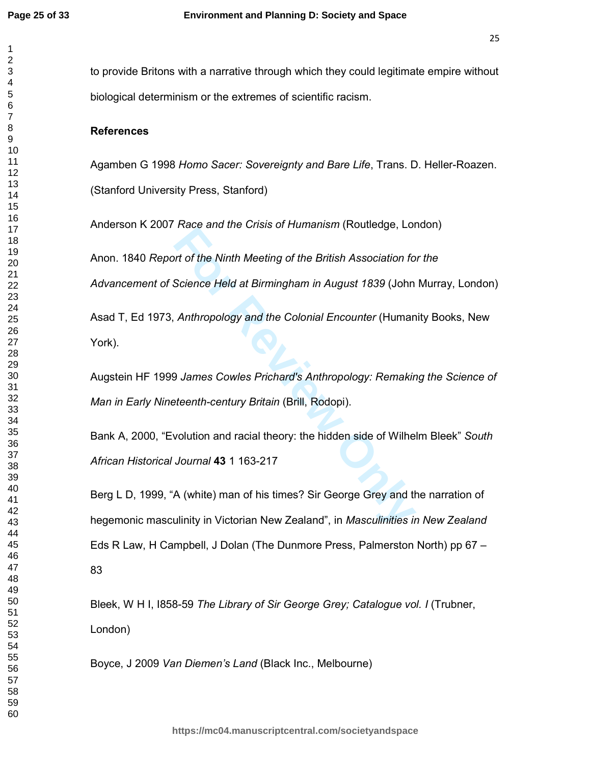to provide Britons with a narrative through which they could legitimate empire without biological determinism or the extremes of scientific racism.

**References**

Agamben G 1998 *Homo Sacer: Sovereignty and Bare Life*, Trans. D. Heller-Roazen. (Stanford University Press, Stanford)

Anderson K 2007 *Race and the Crisis of Humanism* (Routledge, London)

Anon. 1840 *Report of the Ninth Meeting of the British Association for the Advancement of Science Held at Birmingham in August 1839* (John Murray, London)

Asad T, Ed 1973, *Anthropology and the Colonial Encounter* (Humanity Books, New York).

Augstein HF 1999 *James Cowles Prichard's Anthropology: Remaking the Science of Man in Early Nineteenth-century Britain* (Brill, Rodopi).

Bank A, 2000, "Evolution and racial theory: the hidden side of Wilhelm Bleek" *South African Historical Journal* **43** 1 163-217

Berg L D, 1999, "A (white) man of his times? Sir George Grey and the narration of hegemonic masculinity in Victorian New Zealand", in *Masculinities in New Zealand* Eds R Law, H Campbell, J Dolan (The Dunmore Press, Palmerston North) pp 67 – 83

Bleek, W H I, I858-59 *The Library of Sir George Grey; Catalogue vol. I* (Trubner, London)

Boyce, J 2009 *Van Diemen's Land* (Black Inc., Melbourne)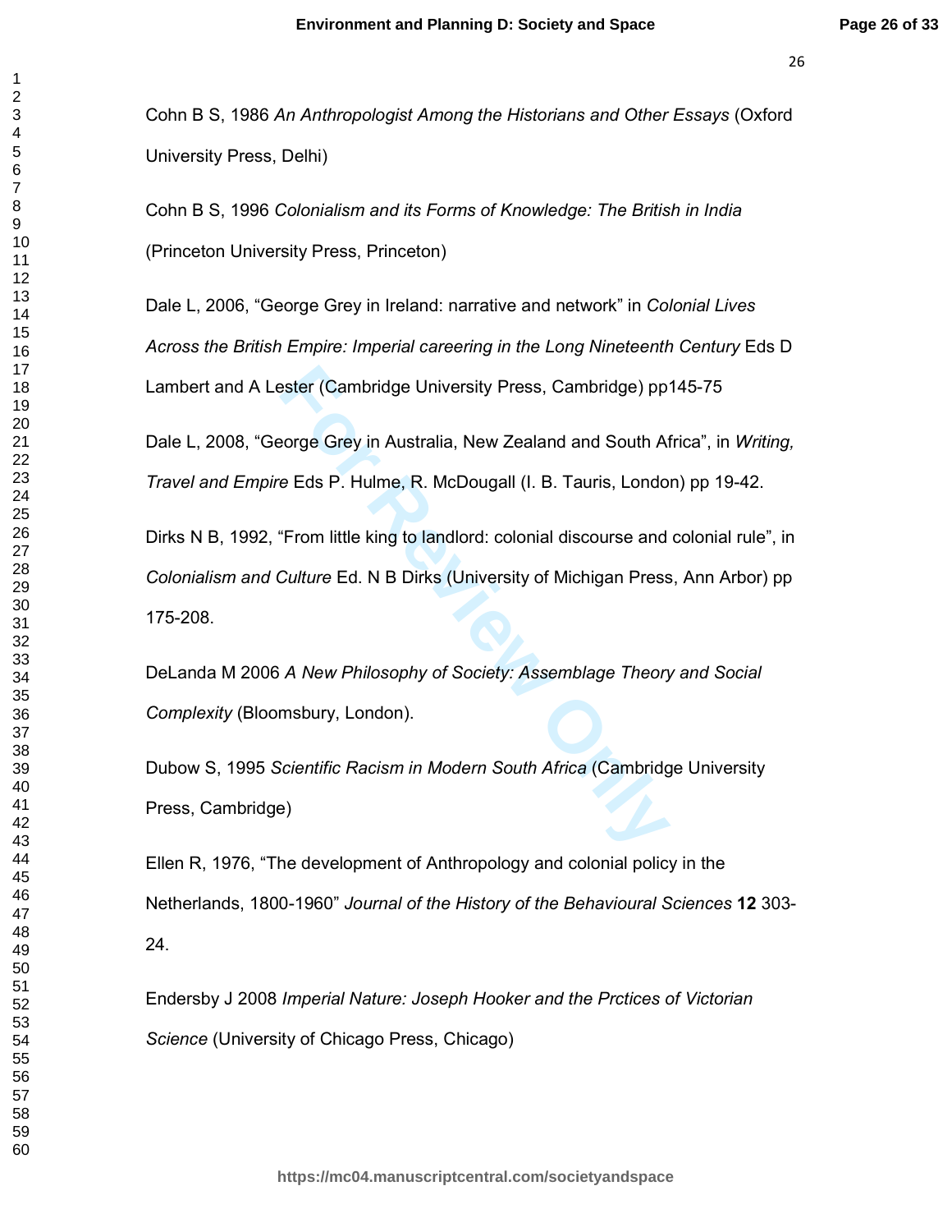Cohn B S, 1986 *An Anthropologist Among the Historians and Other Essays* (Oxford University Press, Delhi)

Cohn B S, 1996 *Colonialism and its Forms of Knowledge: The British in India* (Princeton University Press, Princeton)

Dale L, 2006, "George Grey in Ireland: narrative and network" in *Colonial Lives Across the British Empire: Imperial careering in the Long Nineteenth Century* Eds D Lambert and A Lester (Cambridge University Press, Cambridge) pp145-75

Dale L, 2008, "George Grey in Australia, New Zealand and South Africa", in *Writing, Travel and Empire* Eds P. Hulme, R. McDougall (I. B. Tauris, London) pp 19-42.

Dirks N B, 1992, "From little king to landlord: colonial discourse and colonial rule", in *Colonialism and Culture* Ed. N B Dirks (University of Michigan Press, Ann Arbor) pp 175-208.

DeLanda M 2006 *A New Philosophy of Society: Assemblage Theory and Social Complexity* (Bloomsbury, London).

Dubow S, 1995 *Scientific Racism in Modern South Africa* (Cambridge University Press, Cambridge)

Ellen R, 1976, "The development of Anthropology and colonial policy in the Netherlands, 1800-1960" *Journal of the History of the Behavioural Sciences* **12** 303-24.

Endersby J 2008 *Imperial Nature: Joseph Hooker and the Prctices of Victorian Science* (University of Chicago Press, Chicago)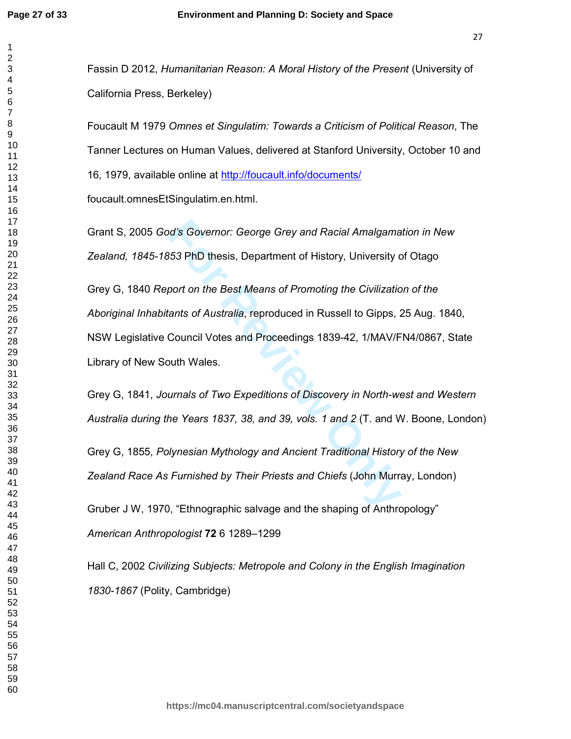Fassin D 2012, *Humanitarian Reason: A Moral History of the Present* (University of California Press, Berkeley)

Foucault M 1979 *Omnes et Singulatim: Towards a Criticism of Political Reason*, The Tanner Lectures on Human Values, delivered at Stanford University, October 10 and 16, 1979, available online at http://foucault.info/documents/foucault.omnesEtSingulatim.en.html.

Grant S, 2005 *God's Governor: George Grey and Racial Amalgamation in New Zealand, 1845-1853* PhD thesis, Department of History, University of Otago

Grey G, 1840 *Report on the Best Means of Promoting the Civilization of the Aboriginal Inhabitants of Australia*, reproduced in Russell to Gipps, 25 Aug. 1840, NSW Legislative Council Votes and Proceedings 1839-42, 1/MAV/FN4/0867, State Library of New South Wales.

Grey G, 1841, *Journals of Two Expeditions of Discovery in North-west and Western Australia during the Years 1837, 38, and 39, vols. 1 and 2* (T. and W. Boone, London)

Grey G, 1855, *Polynesian Mythology and Ancient Traditional History of the New Zealand Race As Furnished by Their Priests and Chiefs* (John Murray, London)

Gruber J W, 1970, "Ethnographic salvage and the shaping of Anthropology" *American Anthropologist* **72** 6 1289–1299

Hall C, 2002 *Civilizing Subjects: Metropole and Colony in the English Imagination 1830-1867* (Polity, Cambridge)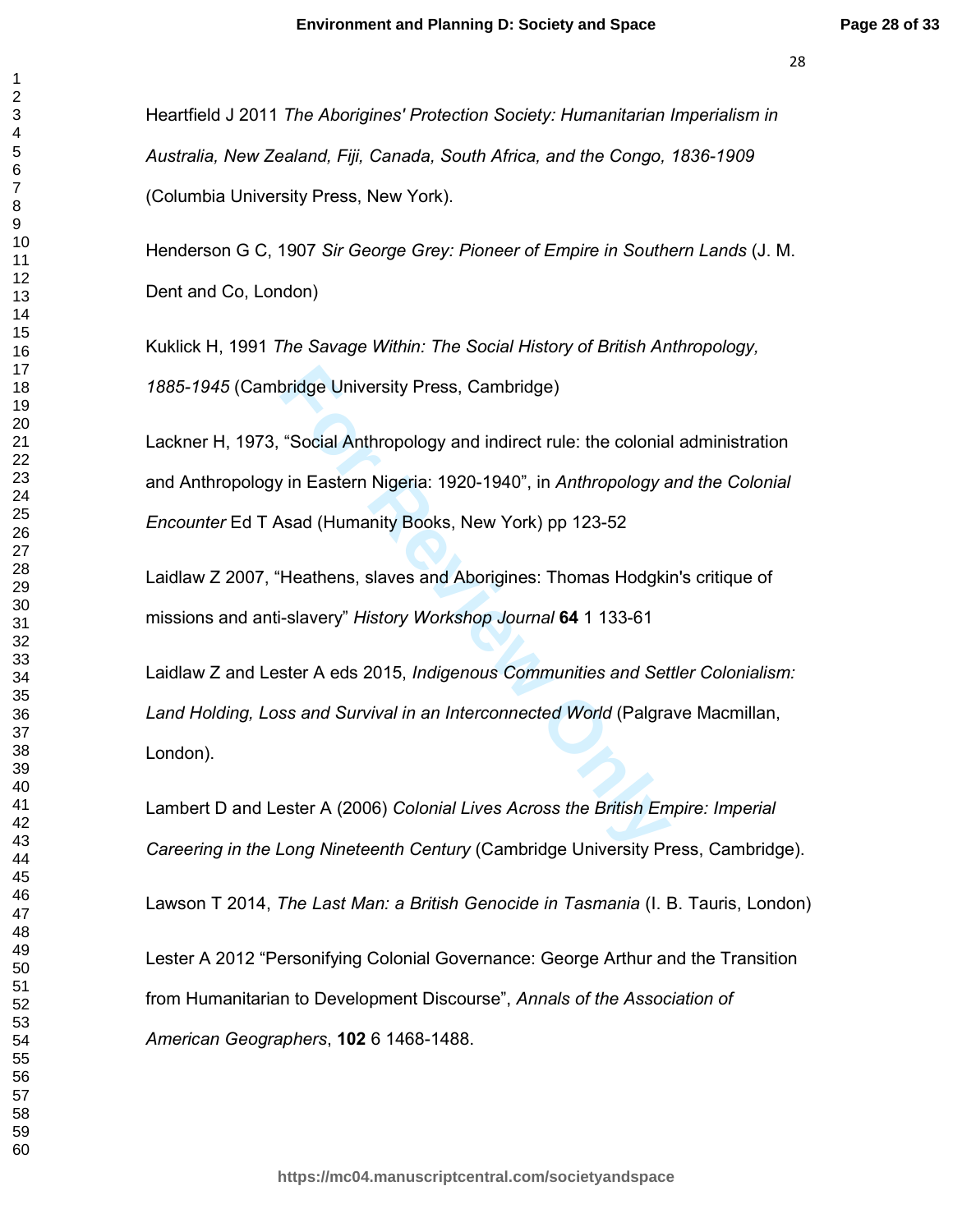Heartfield J 2011 *The Aborigines' Protection Society: Humanitarian Imperialism in Australia, New Zealand, Fiji, Canada, South Africa, and the Congo, 1836-1909* (Columbia University Press, New York).

Henderson G C, 1907 *Sir George Grey: Pioneer of Empire in Southern Lands* (J. M. Dent and Co, London)

Kuklick H, 1991 *The Savage Within: The Social History of British Anthropology, 1885-1945* (Cambridge University Press, Cambridge)

Lackner H, 1973, "Social Anthropology and indirect rule: the colonial administration and Anthropology in Eastern Nigeria: 1920-1940", in *Anthropology and the Colonial Encounter* Ed T Asad (Humanity Books, New York) pp 123-52

Laidlaw Z 2007, "Heathens, slaves and Aborigines: Thomas Hodgkin's critique of missions and anti-slavery" *History Workshop Journal* **64** 1 133-61

Laidlaw Z and Lester A eds 2015, *Indigenous Communities and Settler Colonialism: Land Holding, Loss and Survival in an Interconnected World* (Palgrave Macmillan, London).

Lambert D and Lester A (2006) *Colonial Lives Across the British Empire: Imperial Careering in the Long Nineteenth Century* (Cambridge University Press, Cambridge).

Lawson T 2014, *The Last Man: a British Genocide in Tasmania* (I. B. Tauris, London)

Lester A 2012 "Personifying Colonial Governance: George Arthur and the Transition from Humanitarian to Development Discourse", *Annals of the Association of American Geographers*, **102** 6 1468-1488.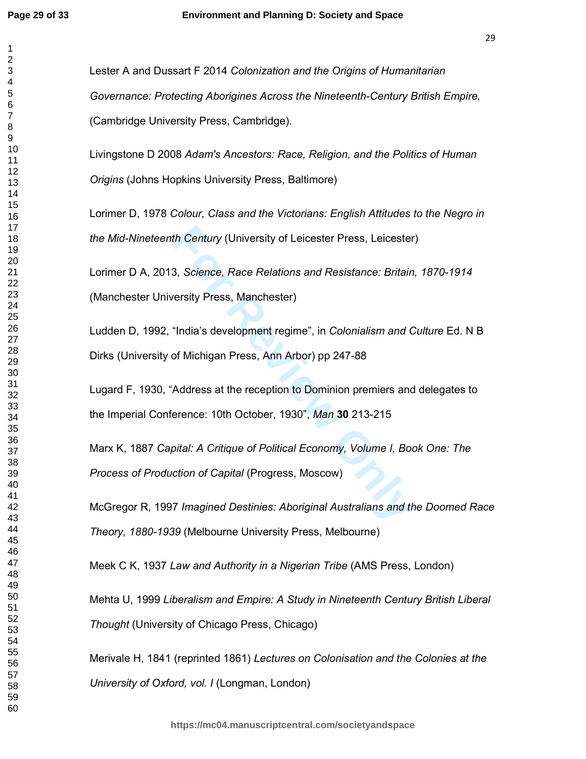Lester A and Dussart F 2014 *Colonization and the Origins of Humanitarian Governance: Protecting Aborigines Across the Nineteenth-Century British Empire,* (Cambridge University Press, Cambridge).

Livingstone D 2008 *Adam's Ancestors: Race, Religion, and the Politics of Human Origins* (Johns Hopkins University Press, Baltimore)

Lorimer D, 1978 *Colour, Class and the Victorians: English Attitudes to the Negro in the Mid-Nineteenth Century* (University of Leicester Press, Leicester)

Lorimer D A, 2013, *Science, Race Relations and Resistance: Britain, 1870-1914* (Manchester University Press, Manchester)

Ludden D, 1992, "India's development regime", in *Colonialism and Culture* Ed. N B Dirks (University of Michigan Press, Ann Arbor) pp 247-88

Lugard F, 1930, "Address at the reception to Dominion premiers and delegates to the Imperial Conference: 10th October, 1930", *Man* **30** 213-215

Marx K, 1887 *Capital: A Critique of Political Economy, Volume I, Book One: The Process of Production of Capital* (Progress, Moscow)

McGregor R, 1997 *Imagined Destinies: Aboriginal Australians and the Doomed Race Theory, 1880-1939* (Melbourne University Press, Melbourne)

Meek C K, 1937 *Law and Authority in a Nigerian Tribe* (AMS Press, London)

Mehta U, 1999 *Liberalism and Empire: A Study in Nineteenth Century British Liberal Thought* (University of Chicago Press, Chicago)

Merivale H, 1841 (reprinted 1861) *Lectures on Colonisation and the Colonies at the University of Oxford, vol. I* (Longman, London)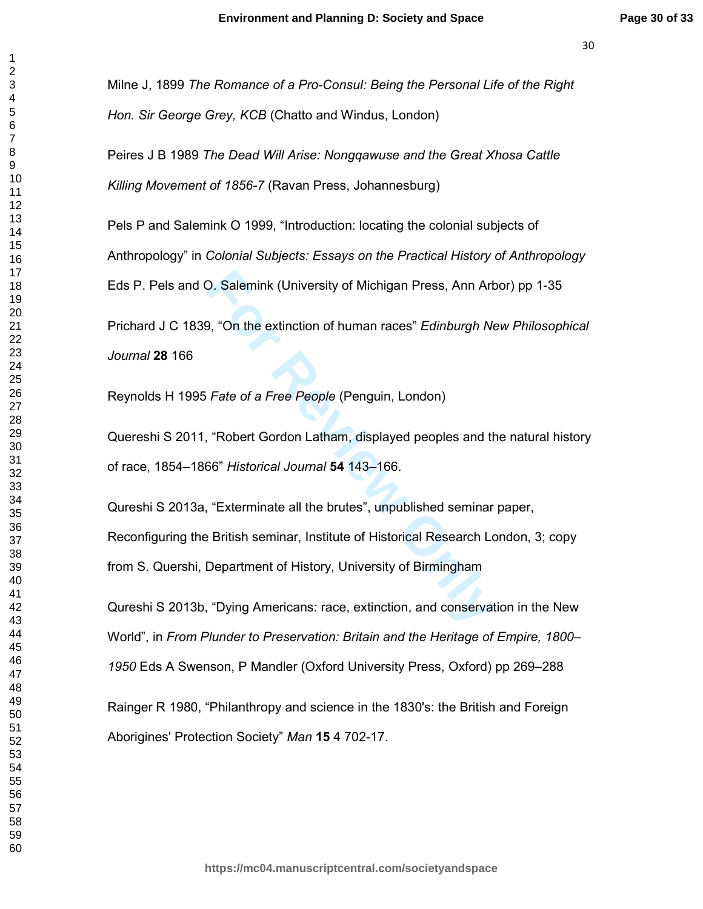Milne J, 1899 *The Romance of a Pro-Consul: Being the Personal Life of the Right Hon. Sir George Grey, KCB* (Chatto and Windus, London)

Peires J B 1989 *The Dead Will Arise: Nongqawuse and the Great Xhosa Cattle Killing Movement of 1856-7* (Ravan Press, Johannesburg)

Pels P and Salemink O 1999, "Introduction: locating the colonial subjects of Anthropology" in *Colonial Subjects: Essays on the Practical History of Anthropology* Eds P. Pels and O. Salemink (University of Michigan Press, Ann Arbor) pp 1-35

Prichard J C 1839, "On the extinction of human races" *Edinburgh New Philosophical Journal* **28** 166

Reynolds H 1995 *Fate of a Free People* (Penguin, London)

Quereshi S 2011, "Robert Gordon Latham, displayed peoples and the natural history of race, 1854–1866" *Historical Journal* **54** 143–166.

Qureshi S 2013a, "Exterminate all the brutes", unpublished seminar paper, Reconfiguring the British seminar, Institute of Historical Research London, 3; copy from S. Quershi, Department of History, University of Birmingham

Qureshi S 2013b, "Dying Americans: race, extinction, and conservation in the New World", in *From Plunder to Preservation: Britain and the Heritage of Empire, 1800–1950* Eds A Swenson, P Mandler (Oxford University Press, Oxford) pp 269–288

Rainger R 1980, "Philanthropy and science in the 1830's: the British and Foreign Aborigines' Protection Society" *Man* **15** 4 702-17.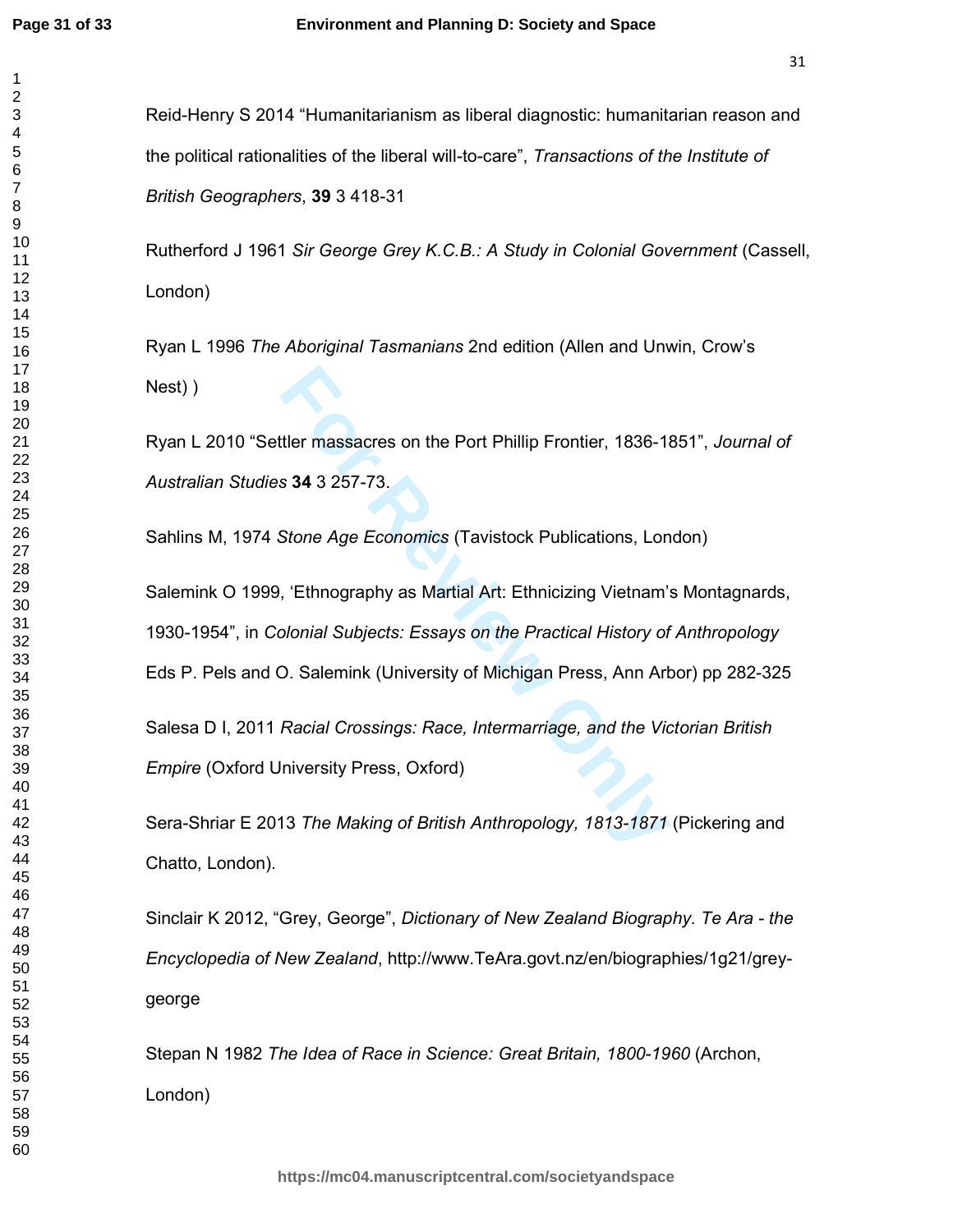Reid-Henry S 2014 “Humanitarianism as liberal diagnostic: humanitarian reason and the political rationalities of the liberal will-to-care”, *Transactions of the Institute of British Geographers*, **39** 3 418-31

Rutherford J 1961 *Sir George Grey K.C.B.: A Study in Colonial Government* (Cassell, London)

Ryan L 1996 *The Aboriginal Tasmanians* 2nd edition (Allen and Unwin, Crow’s Nest) )

Ryan L 2010 “Settler massacres on the Port Phillip Frontier, 1836-1851”, *Journal of Australian Studies* **34** 3 257-73.

Sahlins M, 1974 *Stone Age Economics* (Tavistock Publications, London)

Salemink O 1999, ‘Ethnography as Martial Art: Ethnicizing Vietnam’s Montagnards, 1930-1954”, in *Colonial Subjects: Essays on the Practical History of Anthropology* Eds P. Pels and O. Salemink (University of Michigan Press, Ann Arbor) pp 282-325

Salesa D I, 2011 *Racial Crossings: Race, Intermarriage, and the Victorian British Empire* (Oxford University Press, Oxford)

Sera-Shriar E 2013 *The Making of British Anthropology, 1813-1871* (Pickering and Chatto, London).

Sinclair K 2012, “Grey, George”, *Dictionary of New Zealand Biography. Te Ara - the Encyclopedia of New Zealand*, http://www.TeAra.govt.nz/en/biographies/1g21/grey-george

Stepan N 1982 *The Idea of Race in Science: Great Britain, 1800-1960* (Archon, London)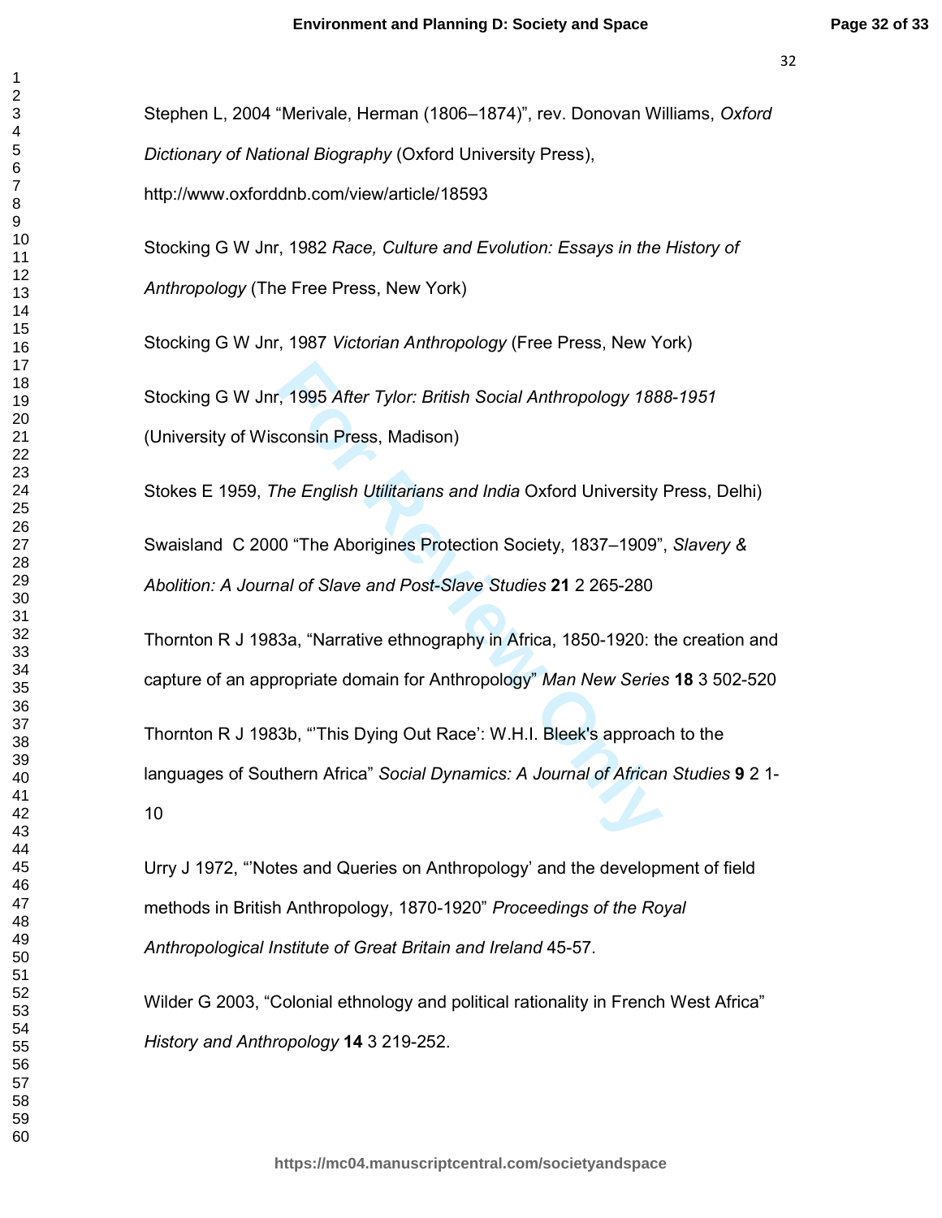Stephen L, 2004 “Merivale, Herman (1806–1874)”, rev. Donovan Williams, *Oxford Dictionary of National Biography* (Oxford University Press), http://www.oxforddnb.com/view/article/18593

Stocking G W Jnr, 1982 *Race, Culture and Evolution: Essays in the History of Anthropology* (The Free Press, New York)

Stocking G W Jnr, 1987 *Victorian Anthropology* (Free Press, New York)

Stocking G W Jnr, 1995 *After Tylor: British Social Anthropology 1888-1951* (University of Wisconsin Press, Madison)

Stokes E 1959, *The English Utilitarians and India* Oxford University Press, Delhi)

Swaisland C 2000 “The Aborigines Protection Society, 1837–1909”, *Slavery & Abolition: A Journal of Slave and Post-Slave Studies* **21** 2 265-280

Thornton R J 1983a, “Narrative ethnography in Africa, 1850-1920: the creation and capture of an appropriate domain for Anthropology” *Man New Series* **18** 3 502-520

Thornton R J 1983b, “’This Dying Out Race’: W.H.I. Bleek's approach to the languages of Southern Africa” *Social Dynamics: A Journal of African Studies* **9** 2 1-10

Urry J 1972, “’Notes and Queries on Anthropology’ and the development of field methods in British Anthropology, 1870-1920” *Proceedings of the Royal Anthropological Institute of Great Britain and Ireland* 45-57.

Wilder G 2003, “Colonial ethnology and political rationality in French West Africa” *History and Anthropology* **14** 3 219-252.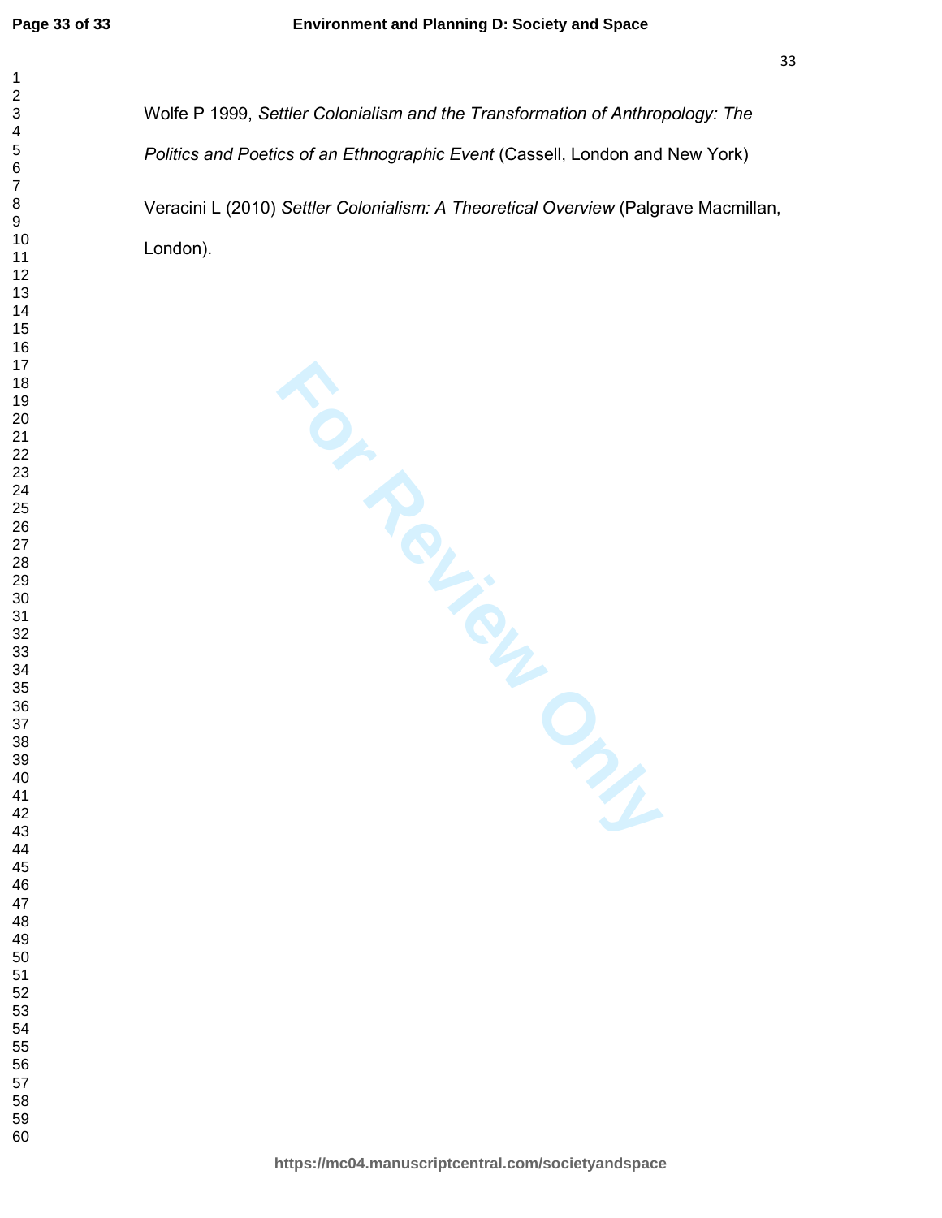Wolfe P 1999, *Settler Colonialism and the Transformation of Anthropology: The Politics and Poetics of an Ethnographic Event* (Cassell, London and New York)

Veracini L (2010) *Settler Colonialism: A Theoretical Overview* (Palgrave Macmillan, London).